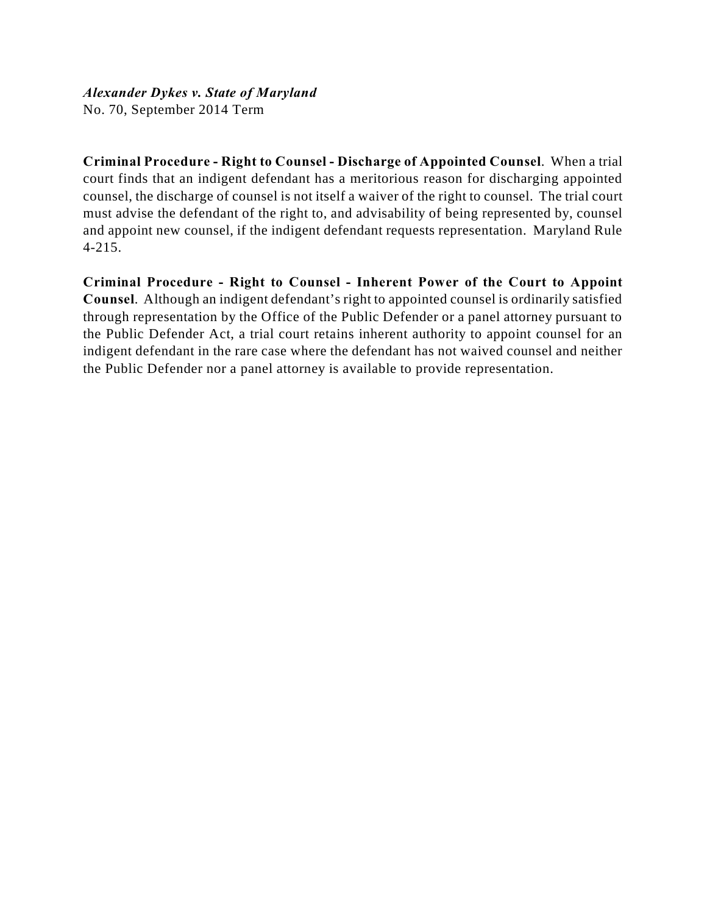***Alexander Dykes v. State of Maryland***
No. 70, September 2014 Term

**Criminal Procedure - Right to Counsel - Discharge of Appointed Counsel**. When a trial court finds that an indigent defendant has a meritorious reason for discharging appointed counsel, the discharge of counsel is not itself a waiver of the right to counsel. The trial court must advise the defendant of the right to, and advisability of being represented by, counsel and appoint new counsel, if the indigent defendant requests representation. Maryland Rule 4-215.

**Criminal Procedure - Right to Counsel - Inherent Power of the Court to Appoint Counsel**. Although an indigent defendant's right to appointed counsel is ordinarily satisfied through representation by the Office of the Public Defender or a panel attorney pursuant to the Public Defender Act, a trial court retains inherent authority to appoint counsel for an indigent defendant in the rare case where the defendant has not waived counsel and neither the Public Defender nor a panel attorney is available to provide representation.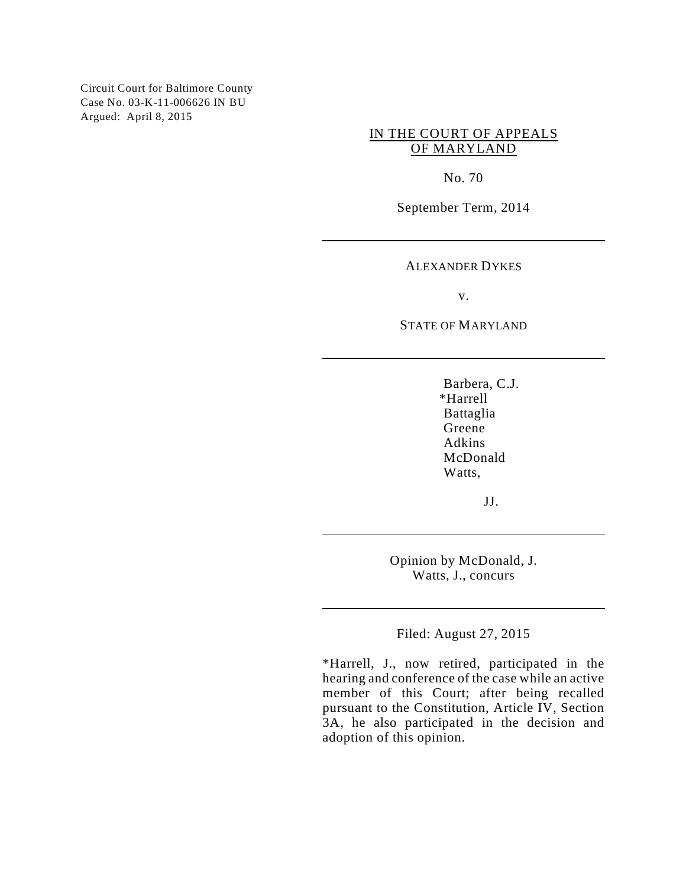Circuit Court for Baltimore County
Case No. 03-K-11-006626 IN BU
Argued: April 8, 2015

IN THE COURT OF APPEALS
OF MARYLAND

No. 70

September Term, 2014

---

ALEXANDER DYKES

v.

STATE OF MARYLAND

---

Barbera, C.J.
*Harrell
Battaglia
Greene
Adkins
McDonald
Watts,

JJ.

---

Opinion by McDonald, J.
Watts, J., concurs

---

Filed: August 27, 2015

*Harrell, J., now retired, participated in the hearing and conference of the case while an active member of this Court; after being recalled pursuant to the Constitution, Article IV, Section 3A, he also participated in the decision and adoption of this opinion.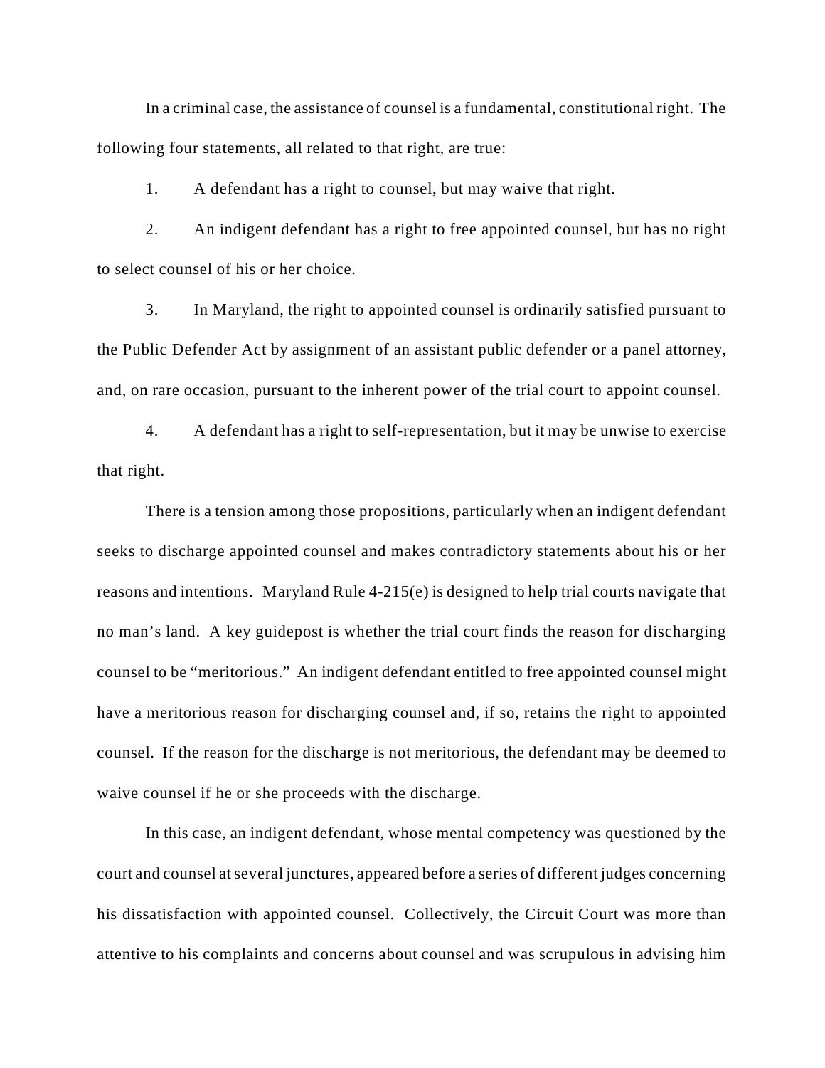In a criminal case, the assistance of counsel is a fundamental, constitutional right. The following four statements, all related to that right, are true:

1. A defendant has a right to counsel, but may waive that right.

2. An indigent defendant has a right to free appointed counsel, but has no right to select counsel of his or her choice.

3. In Maryland, the right to appointed counsel is ordinarily satisfied pursuant to the Public Defender Act by assignment of an assistant public defender or a panel attorney, and, on rare occasion, pursuant to the inherent power of the trial court to appoint counsel.

4. A defendant has a right to self-representation, but it may be unwise to exercise that right.

There is a tension among those propositions, particularly when an indigent defendant seeks to discharge appointed counsel and makes contradictory statements about his or her reasons and intentions. Maryland Rule 4-215(e) is designed to help trial courts navigate that no man's land. A key guidepost is whether the trial court finds the reason for discharging counsel to be "meritorious." An indigent defendant entitled to free appointed counsel might have a meritorious reason for discharging counsel and, if so, retains the right to appointed counsel. If the reason for the discharge is not meritorious, the defendant may be deemed to waive counsel if he or she proceeds with the discharge.

In this case, an indigent defendant, whose mental competency was questioned by the court and counsel at several junctures, appeared before a series of different judges concerning his dissatisfaction with appointed counsel. Collectively, the Circuit Court was more than attentive to his complaints and concerns about counsel and was scrupulous in advising him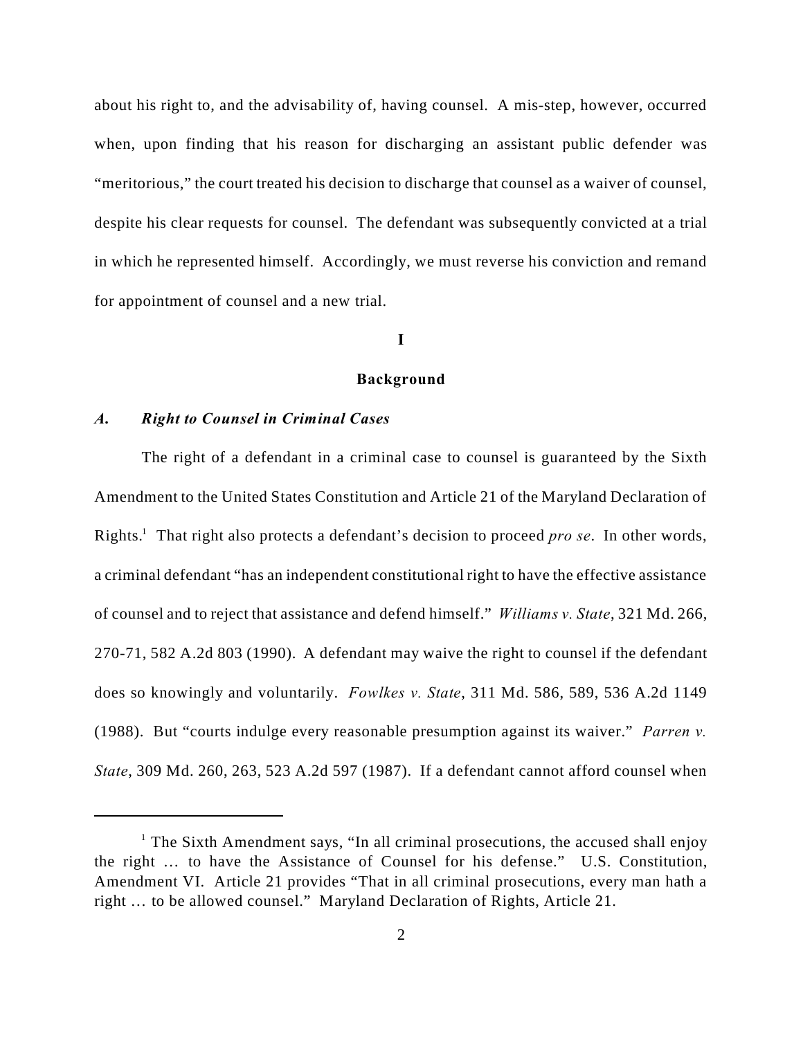about his right to, and the advisability of, having counsel. A mis-step, however, occurred when, upon finding that his reason for discharging an assistant public defender was "meritorious," the court treated his decision to discharge that counsel as a waiver of counsel, despite his clear requests for counsel. The defendant was subsequently convicted at a trial in which he represented himself. Accordingly, we must reverse his conviction and remand for appointment of counsel and a new trial.

## I

## Background

### *A. Right to Counsel in Criminal Cases*

The right of a defendant in a criminal case to counsel is guaranteed by the Sixth Amendment to the United States Constitution and Article 21 of the Maryland Declaration of Rights.[1] That right also protects a defendant's decision to proceed *pro se*. In other words, a criminal defendant "has an independent constitutional right to have the effective assistance of counsel and to reject that assistance and defend himself." *Williams v. State*, 321 Md. 266, 270-71, 582 A.2d 803 (1990). A defendant may waive the right to counsel if the defendant does so knowingly and voluntarily. *Fowlkes v. State*, 311 Md. 586, 589, 536 A.2d 1149 (1988). But "courts indulge every reasonable presumption against its waiver." *Parren v. State*, 309 Md. 260, 263, 523 A.2d 597 (1987). If a defendant cannot afford counsel when

---

[1] The Sixth Amendment says, "In all criminal prosecutions, the accused shall enjoy the right … to have the Assistance of Counsel for his defense." U.S. Constitution, Amendment VI. Article 21 provides "That in all criminal prosecutions, every man hath a right … to be allowed counsel." Maryland Declaration of Rights, Article 21.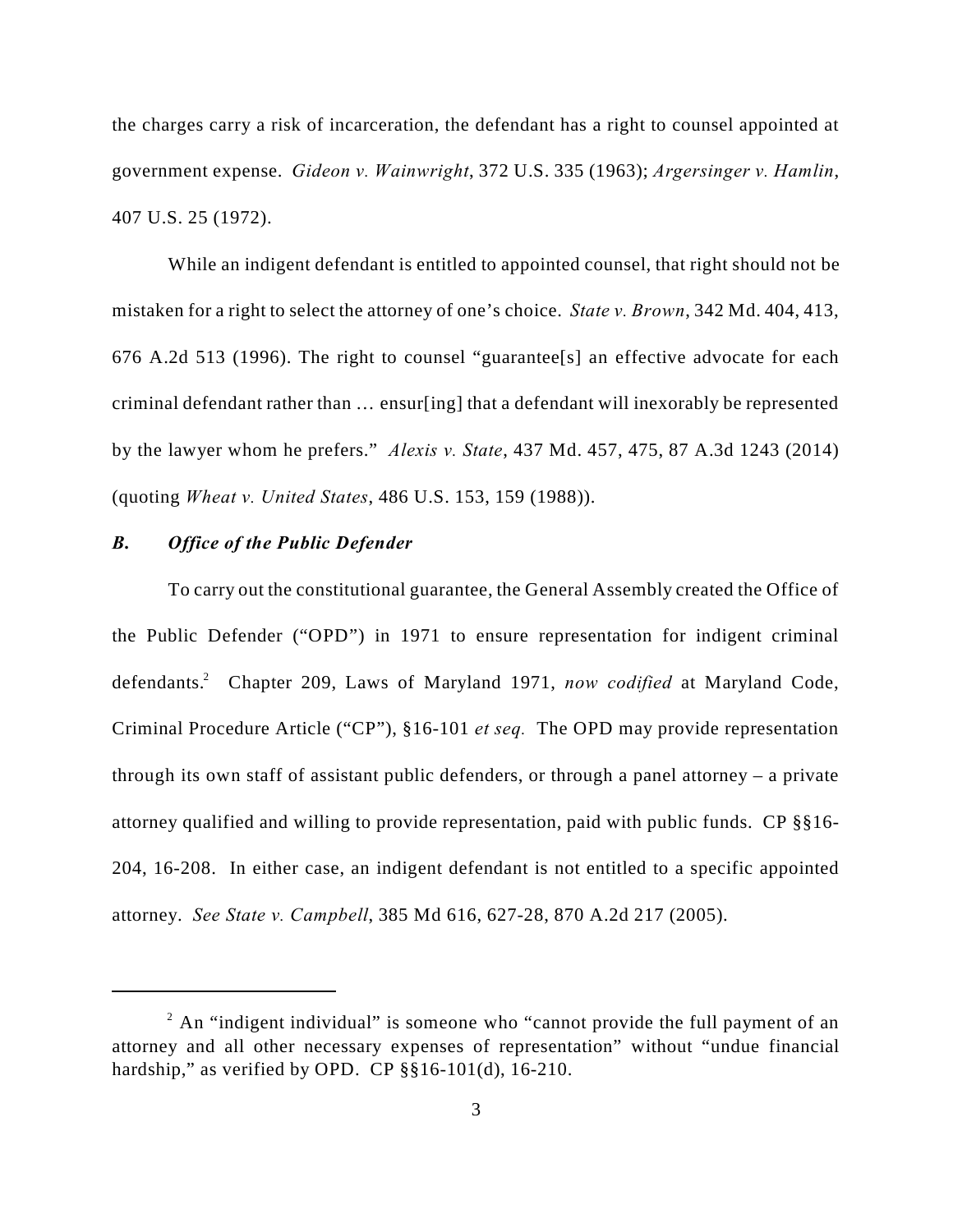the charges carry a risk of incarceration, the defendant has a right to counsel appointed at government expense. *Gideon v. Wainwright*, 372 U.S. 335 (1963); *Argersinger v. Hamlin*, 407 U.S. 25 (1972).

While an indigent defendant is entitled to appointed counsel, that right should not be mistaken for a right to select the attorney of one's choice. *State v. Brown*, 342 Md. 404, 413, 676 A.2d 513 (1996). The right to counsel "guarantee[s] an effective advocate for each criminal defendant rather than … ensur[ing] that a defendant will inexorably be represented by the lawyer whom he prefers." *Alexis v. State*, 437 Md. 457, 475, 87 A.3d 1243 (2014) (quoting *Wheat v. United States*, 486 U.S. 153, 159 (1988)).

### *B. Office of the Public Defender*

To carry out the constitutional guarantee, the General Assembly created the Office of the Public Defender ("OPD") in 1971 to ensure representation for indigent criminal defendants.[2] Chapter 209, Laws of Maryland 1971, *now codified* at Maryland Code, Criminal Procedure Article ("CP"), §16-101 *et seq.* The OPD may provide representation through its own staff of assistant public defenders, or through a panel attorney – a private attorney qualified and willing to provide representation, paid with public funds. CP §§16-204, 16-208. In either case, an indigent defendant is not entitled to a specific appointed attorney. *See State v. Campbell*, 385 Md 616, 627-28, 870 A.2d 217 (2005).

---

[2] An "indigent individual" is someone who "cannot provide the full payment of an attorney and all other necessary expenses of representation" without "undue financial hardship," as verified by OPD. CP §§16-101(d), 16-210.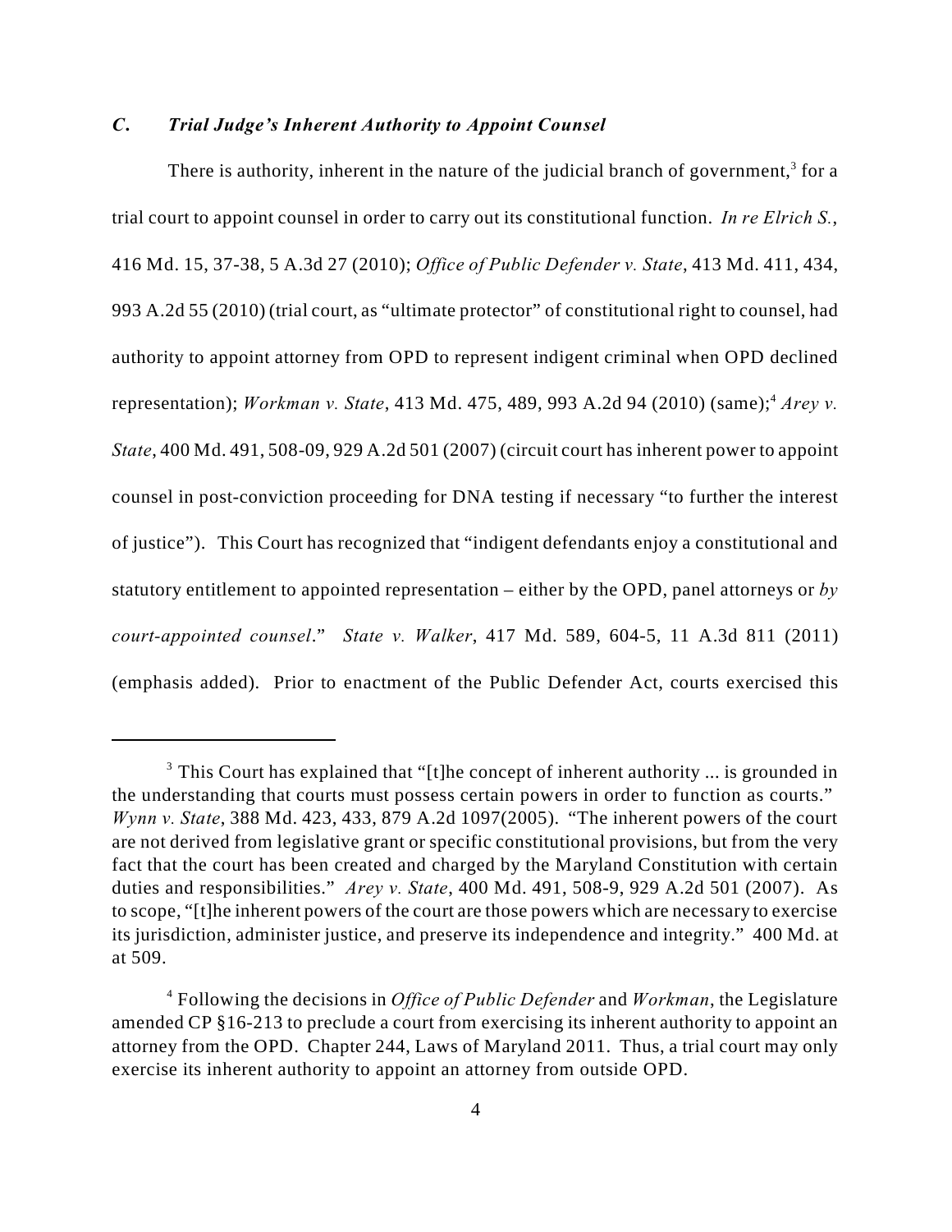### *C. Trial Judge's Inherent Authority to Appoint Counsel*

There is authority, inherent in the nature of the judicial branch of government,[3] for a trial court to appoint counsel in order to carry out its constitutional function. *In re Elrich S.*, 416 Md. 15, 37-38, 5 A.3d 27 (2010); *Office of Public Defender v. State*, 413 Md. 411, 434, 993 A.2d 55 (2010) (trial court, as "ultimate protector" of constitutional right to counsel, had authority to appoint attorney from OPD to represent indigent criminal when OPD declined representation); *Workman v. State*, 413 Md. 475, 489, 993 A.2d 94 (2010) (same);[4] *Arey v. State*, 400 Md. 491, 508-09, 929 A.2d 501 (2007) (circuit court has inherent power to appoint counsel in post-conviction proceeding for DNA testing if necessary "to further the interest of justice"). This Court has recognized that "indigent defendants enjoy a constitutional and statutory entitlement to appointed representation – either by the OPD, panel attorneys or *by court-appointed counsel*." *State v. Walker*, 417 Md. 589, 604-5, 11 A.3d 811 (2011) (emphasis added). Prior to enactment of the Public Defender Act, courts exercised this

---

[3] This Court has explained that "[t]he concept of inherent authority ... is grounded in the understanding that courts must possess certain powers in order to function as courts." *Wynn v. State*, 388 Md. 423, 433, 879 A.2d 1097(2005). "The inherent powers of the court are not derived from legislative grant or specific constitutional provisions, but from the very fact that the court has been created and charged by the Maryland Constitution with certain duties and responsibilities." *Arey v. State*, 400 Md. 491, 508-9, 929 A.2d 501 (2007). As to scope, "[t]he inherent powers of the court are those powers which are necessary to exercise its jurisdiction, administer justice, and preserve its independence and integrity." 400 Md. at at 509.

[4] Following the decisions in *Office of Public Defender* and *Workman*, the Legislature amended CP §16-213 to preclude a court from exercising its inherent authority to appoint an attorney from the OPD. Chapter 244, Laws of Maryland 2011. Thus, a trial court may only exercise its inherent authority to appoint an attorney from outside OPD.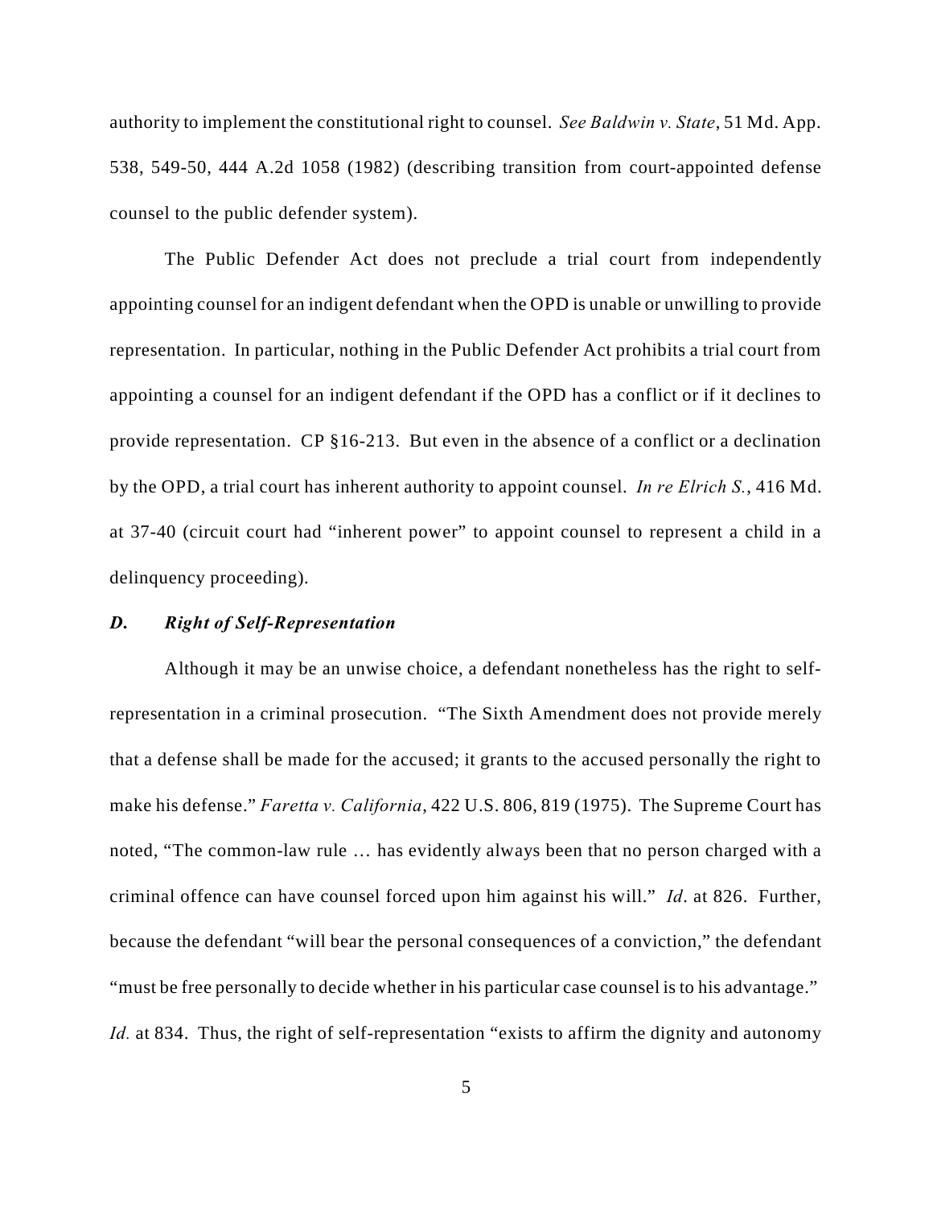authority to implement the constitutional right to counsel. *See Baldwin v. State*, 51 Md. App. 538, 549-50, 444 A.2d 1058 (1982) (describing transition from court-appointed defense counsel to the public defender system).

The Public Defender Act does not preclude a trial court from independently appointing counsel for an indigent defendant when the OPD is unable or unwilling to provide representation. In particular, nothing in the Public Defender Act prohibits a trial court from appointing a counsel for an indigent defendant if the OPD has a conflict or if it declines to provide representation. CP §16-213. But even in the absence of a conflict or a declination by the OPD, a trial court has inherent authority to appoint counsel. *In re Elrich S.*, 416 Md. at 37-40 (circuit court had "inherent power" to appoint counsel to represent a child in a delinquency proceeding).

### *D. Right of Self-Representation*

Although it may be an unwise choice, a defendant nonetheless has the right to self-representation in a criminal prosecution. "The Sixth Amendment does not provide merely that a defense shall be made for the accused; it grants to the accused personally the right to make his defense." *Faretta v. California*, 422 U.S. 806, 819 (1975). The Supreme Court has noted, "The common-law rule … has evidently always been that no person charged with a criminal offence can have counsel forced upon him against his will." *Id*. at 826. Further, because the defendant "will bear the personal consequences of a conviction," the defendant "must be free personally to decide whether in his particular case counsel is to his advantage." *Id.* at 834. Thus, the right of self-representation "exists to affirm the dignity and autonomy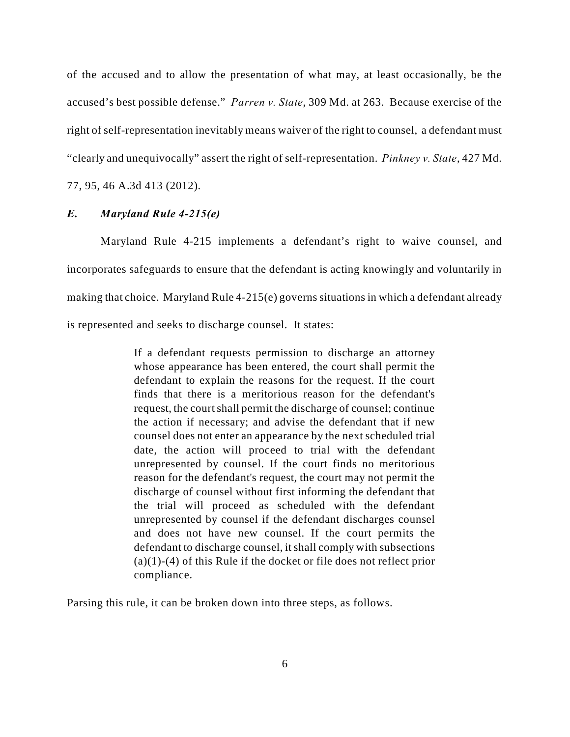of the accused and to allow the presentation of what may, at least occasionally, be the accused's best possible defense." *Parren v. State*, 309 Md. at 263. Because exercise of the right of self-representation inevitably means waiver of the right to counsel, a defendant must "clearly and unequivocally" assert the right of self-representation. *Pinkney v. State*, 427 Md. 77, 95, 46 A.3d 413 (2012).

### *E. Maryland Rule 4-215(e)*

Maryland Rule 4-215 implements a defendant's right to waive counsel, and incorporates safeguards to ensure that the defendant is acting knowingly and voluntarily in making that choice. Maryland Rule 4-215(e) governs situations in which a defendant already is represented and seeks to discharge counsel. It states:

> If a defendant requests permission to discharge an attorney whose appearance has been entered, the court shall permit the defendant to explain the reasons for the request. If the court finds that there is a meritorious reason for the defendant's request, the court shall permit the discharge of counsel; continue the action if necessary; and advise the defendant that if new counsel does not enter an appearance by the next scheduled trial date, the action will proceed to trial with the defendant unrepresented by counsel. If the court finds no meritorious reason for the defendant's request, the court may not permit the discharge of counsel without first informing the defendant that the trial will proceed as scheduled with the defendant unrepresented by counsel if the defendant discharges counsel and does not have new counsel. If the court permits the defendant to discharge counsel, it shall comply with subsections (a)(1)-(4) of this Rule if the docket or file does not reflect prior compliance.

Parsing this rule, it can be broken down into three steps, as follows.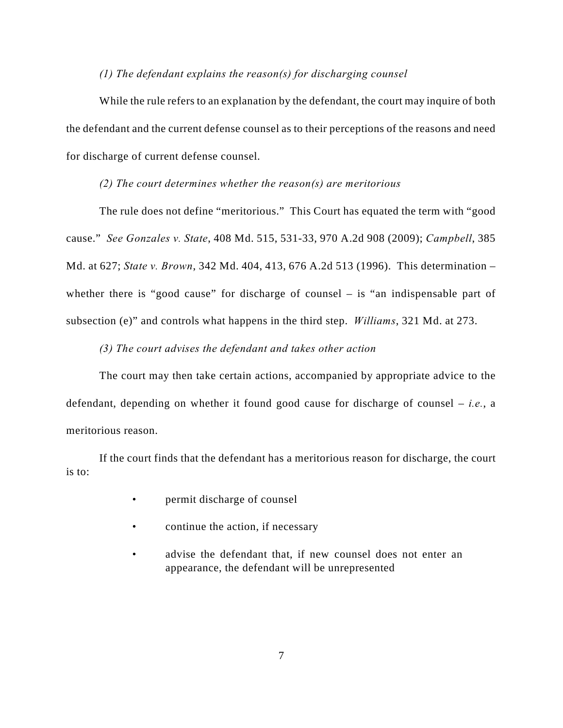*(1) The defendant explains the reason(s) for discharging counsel*

While the rule refers to an explanation by the defendant, the court may inquire of both the defendant and the current defense counsel as to their perceptions of the reasons and need for discharge of current defense counsel.

*(2) The court determines whether the reason(s) are meritorious*

The rule does not define "meritorious." This Court has equated the term with "good cause." *See Gonzales v. State*, 408 Md. 515, 531-33, 970 A.2d 908 (2009); *Campbell*, 385 Md. at 627; *State v. Brown*, 342 Md. 404, 413, 676 A.2d 513 (1996). This determination – whether there is "good cause" for discharge of counsel – is "an indispensable part of subsection (e)" and controls what happens in the third step. *Williams*, 321 Md. at 273.

*(3) The court advises the defendant and takes other action*

The court may then take certain actions, accompanied by appropriate advice to the defendant, depending on whether it found good cause for discharge of counsel – *i.e.*, a meritorious reason.

If the court finds that the defendant has a meritorious reason for discharge, the court is to:

- permit discharge of counsel
- continue the action, if necessary
- advise the defendant that, if new counsel does not enter an appearance, the defendant will be unrepresented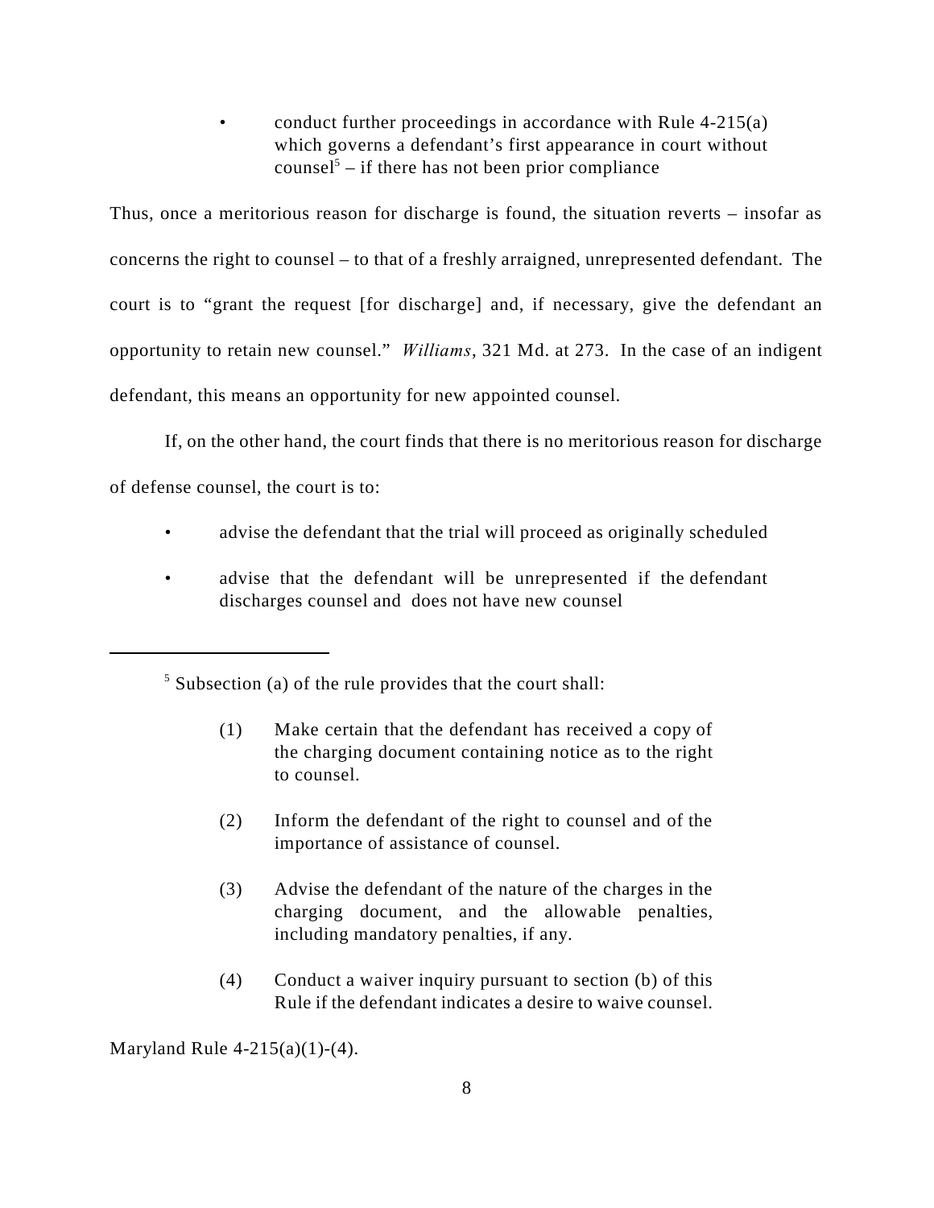- conduct further proceedings in accordance with Rule 4-215(a) which governs a defendant's first appearance in court without counsel[5] – if there has not been prior compliance

Thus, once a meritorious reason for discharge is found, the situation reverts – insofar as concerns the right to counsel – to that of a freshly arraigned, unrepresented defendant. The court is to "grant the request [for discharge] and, if necessary, give the defendant an opportunity to retain new counsel." *Williams*, 321 Md. at 273. In the case of an indigent defendant, this means an opportunity for new appointed counsel.

If, on the other hand, the court finds that there is no meritorious reason for discharge of defense counsel, the court is to:

- advise the defendant that the trial will proceed as originally scheduled
- advise that the defendant will be unrepresented if the defendant discharges counsel and does not have new counsel

---

[5] Subsection (a) of the rule provides that the court shall:

> (1) Make certain that the defendant has received a copy of the charging document containing notice as to the right to counsel.
>
> (2) Inform the defendant of the right to counsel and of the importance of assistance of counsel.
>
> (3) Advise the defendant of the nature of the charges in the charging document, and the allowable penalties, including mandatory penalties, if any.
>
> (4) Conduct a waiver inquiry pursuant to section (b) of this Rule if the defendant indicates a desire to waive counsel.

Maryland Rule 4-215(a)(1)-(4).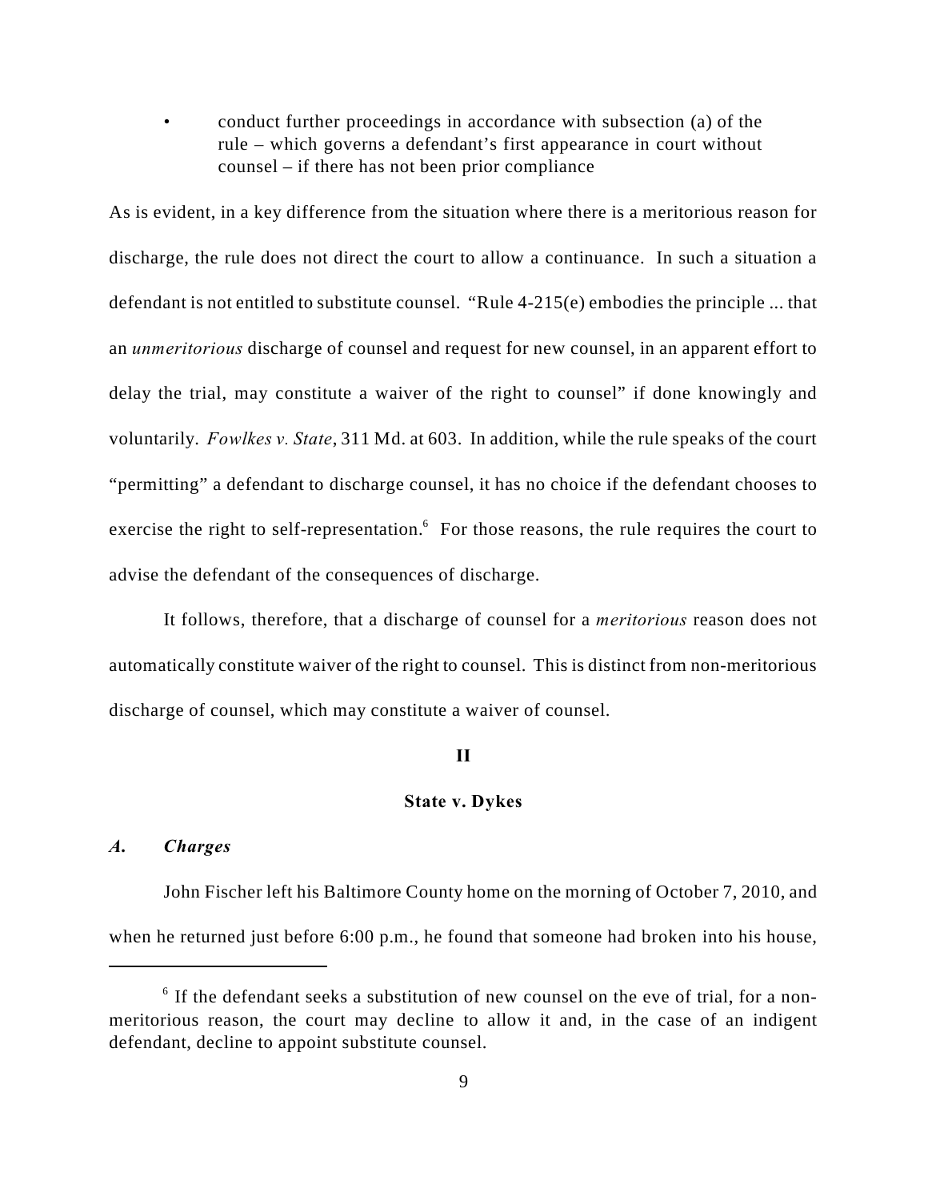- conduct further proceedings in accordance with subsection (a) of the rule – which governs a defendant's first appearance in court without counsel – if there has not been prior compliance

As is evident, in a key difference from the situation where there is a meritorious reason for discharge, the rule does not direct the court to allow a continuance. In such a situation a defendant is not entitled to substitute counsel. "Rule 4-215(e) embodies the principle ... that an *unmeritorious* discharge of counsel and request for new counsel, in an apparent effort to delay the trial, may constitute a waiver of the right to counsel" if done knowingly and voluntarily. *Fowlkes v. State*, 311 Md. at 603. In addition, while the rule speaks of the court "permitting" a defendant to discharge counsel, it has no choice if the defendant chooses to exercise the right to self-representation.[6] For those reasons, the rule requires the court to advise the defendant of the consequences of discharge.

It follows, therefore, that a discharge of counsel for a *meritorious* reason does not automatically constitute waiver of the right to counsel. This is distinct from non-meritorious discharge of counsel, which may constitute a waiver of counsel.

## II

## State v. Dykes

### *A. Charges*

John Fischer left his Baltimore County home on the morning of October 7, 2010, and when he returned just before 6:00 p.m., he found that someone had broken into his house,

---

[6] If the defendant seeks a substitution of new counsel on the eve of trial, for a non-meritorious reason, the court may decline to allow it and, in the case of an indigent defendant, decline to appoint substitute counsel.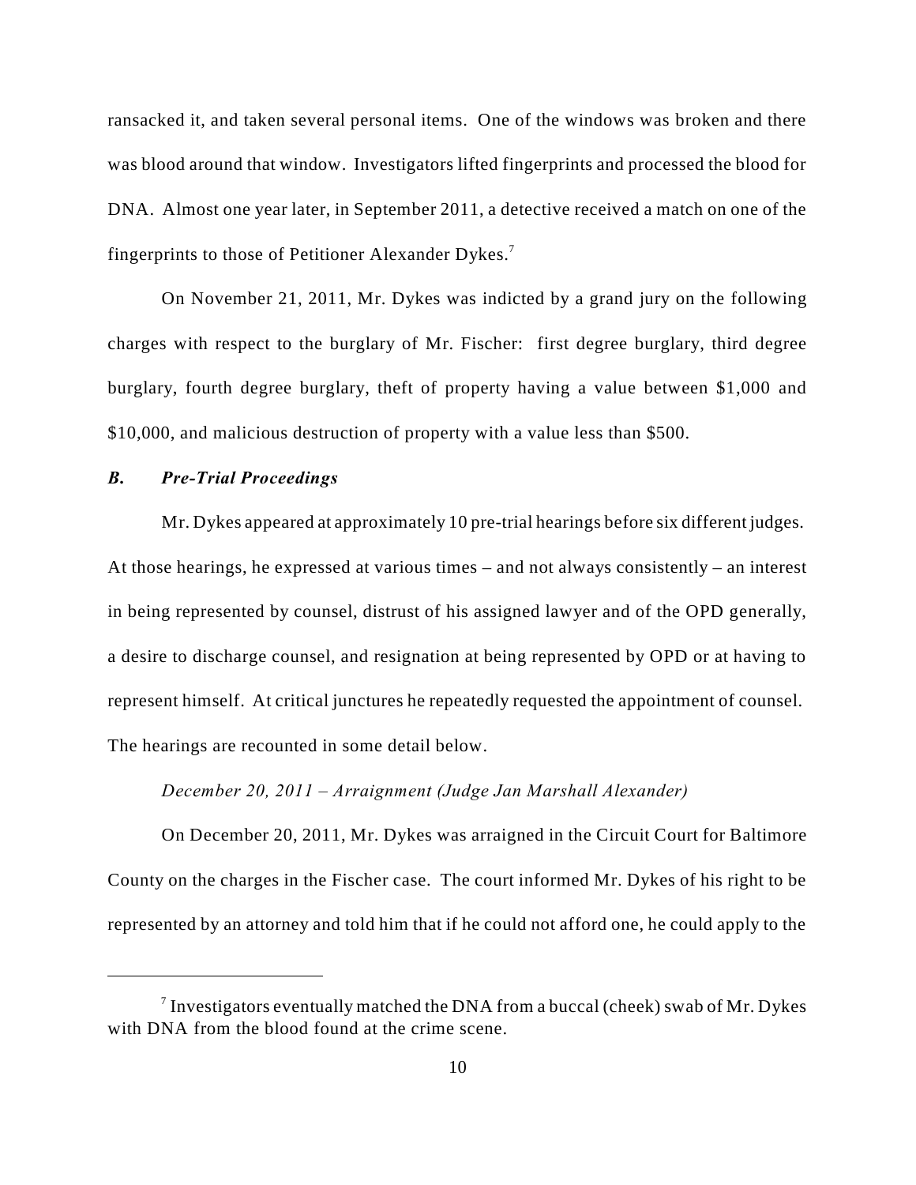ransacked it, and taken several personal items. One of the windows was broken and there was blood around that window. Investigators lifted fingerprints and processed the blood for DNA. Almost one year later, in September 2011, a detective received a match on one of the fingerprints to those of Petitioner Alexander Dykes.[7]

On November 21, 2011, Mr. Dykes was indicted by a grand jury on the following charges with respect to the burglary of Mr. Fischer: first degree burglary, third degree burglary, fourth degree burglary, theft of property having a value between $1,000 and $10,000, and malicious destruction of property with a value less than $500.

### *B. Pre-Trial Proceedings*

Mr. Dykes appeared at approximately 10 pre-trial hearings before six different judges. At those hearings, he expressed at various times – and not always consistently – an interest in being represented by counsel, distrust of his assigned lawyer and of the OPD generally, a desire to discharge counsel, and resignation at being represented by OPD or at having to represent himself. At critical junctures he repeatedly requested the appointment of counsel. The hearings are recounted in some detail below.

*December 20, 2011 – Arraignment (Judge Jan Marshall Alexander)*

On December 20, 2011, Mr. Dykes was arraigned in the Circuit Court for Baltimore County on the charges in the Fischer case. The court informed Mr. Dykes of his right to be represented by an attorney and told him that if he could not afford one, he could apply to the

---

[7] Investigators eventually matched the DNA from a buccal (cheek) swab of Mr. Dykes with DNA from the blood found at the crime scene.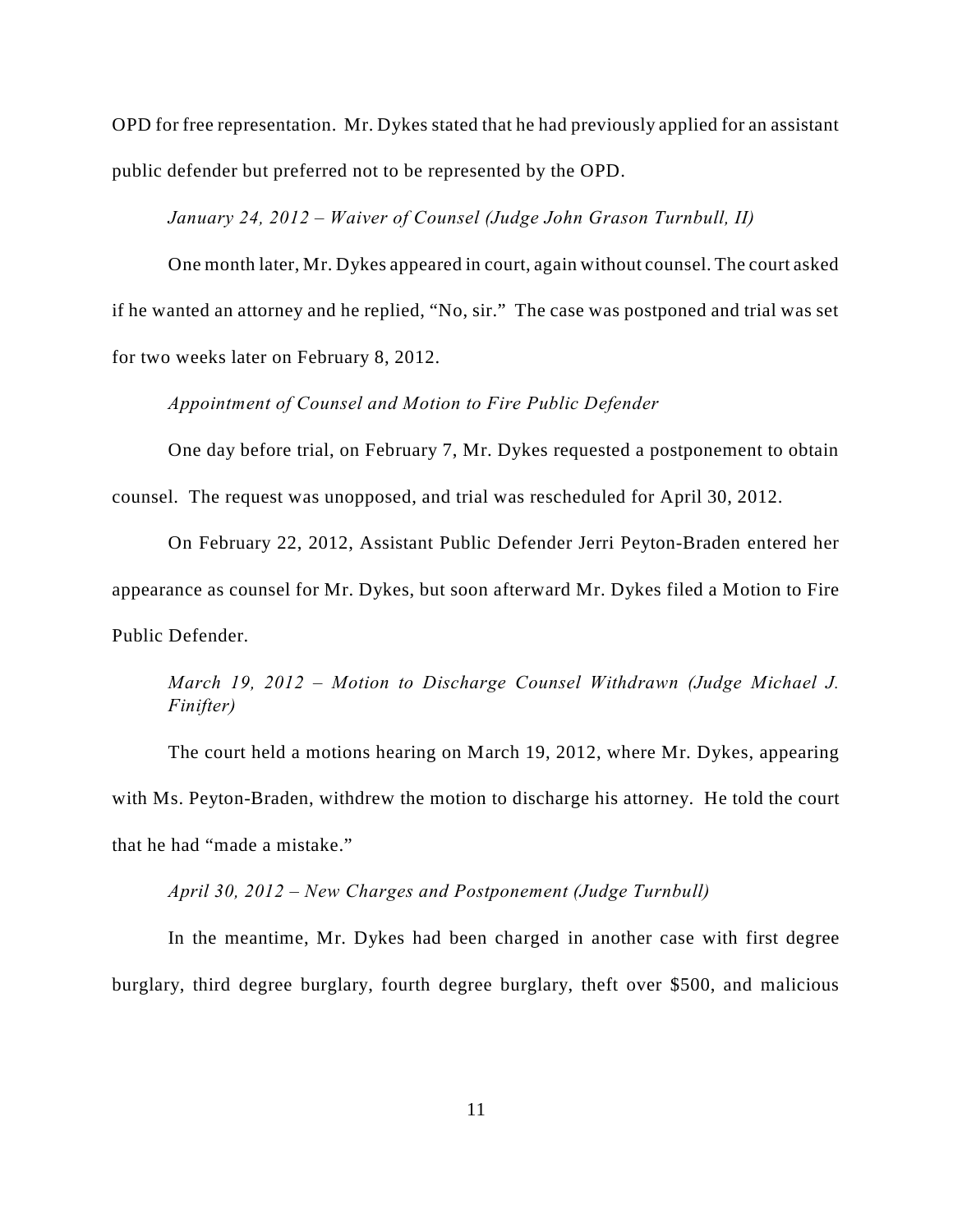OPD for free representation. Mr. Dykes stated that he had previously applied for an assistant public defender but preferred not to be represented by the OPD.

*January 24, 2012 – Waiver of Counsel (Judge John Grason Turnbull, II)*

One month later, Mr. Dykes appeared in court, again without counsel. The court asked if he wanted an attorney and he replied, "No, sir." The case was postponed and trial was set for two weeks later on February 8, 2012.

*Appointment of Counsel and Motion to Fire Public Defender*

One day before trial, on February 7, Mr. Dykes requested a postponement to obtain counsel. The request was unopposed, and trial was rescheduled for April 30, 2012.

On February 22, 2012, Assistant Public Defender Jerri Peyton-Braden entered her appearance as counsel for Mr. Dykes, but soon afterward Mr. Dykes filed a Motion to Fire Public Defender.

*March 19, 2012 – Motion to Discharge Counsel Withdrawn (Judge Michael J. Finifter)*

The court held a motions hearing on March 19, 2012, where Mr. Dykes, appearing with Ms. Peyton-Braden, withdrew the motion to discharge his attorney. He told the court that he had "made a mistake."

*April 30, 2012 – New Charges and Postponement (Judge Turnbull)*

In the meantime, Mr. Dykes had been charged in another case with first degree burglary, third degree burglary, fourth degree burglary, theft over $500, and malicious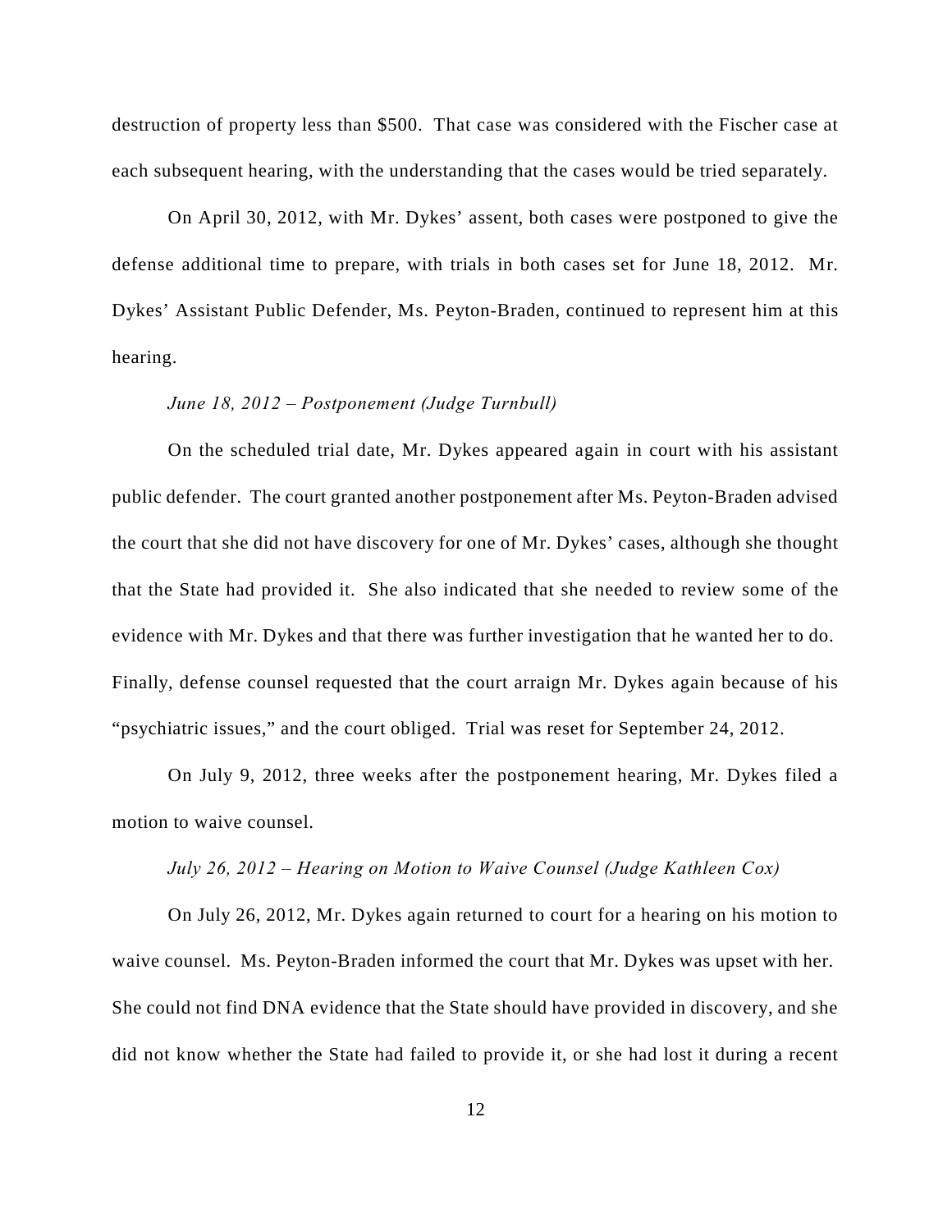destruction of property less than $500. That case was considered with the Fischer case at each subsequent hearing, with the understanding that the cases would be tried separately.

On April 30, 2012, with Mr. Dykes' assent, both cases were postponed to give the defense additional time to prepare, with trials in both cases set for June 18, 2012. Mr. Dykes' Assistant Public Defender, Ms. Peyton-Braden, continued to represent him at this hearing.

*June 18, 2012 – Postponement (Judge Turnbull)*

On the scheduled trial date, Mr. Dykes appeared again in court with his assistant public defender. The court granted another postponement after Ms. Peyton-Braden advised the court that she did not have discovery for one of Mr. Dykes' cases, although she thought that the State had provided it. She also indicated that she needed to review some of the evidence with Mr. Dykes and that there was further investigation that he wanted her to do. Finally, defense counsel requested that the court arraign Mr. Dykes again because of his "psychiatric issues," and the court obliged. Trial was reset for September 24, 2012.

On July 9, 2012, three weeks after the postponement hearing, Mr. Dykes filed a motion to waive counsel.

*July 26, 2012 – Hearing on Motion to Waive Counsel (Judge Kathleen Cox)*

On July 26, 2012, Mr. Dykes again returned to court for a hearing on his motion to waive counsel. Ms. Peyton-Braden informed the court that Mr. Dykes was upset with her. She could not find DNA evidence that the State should have provided in discovery, and she did not know whether the State had failed to provide it, or she had lost it during a recent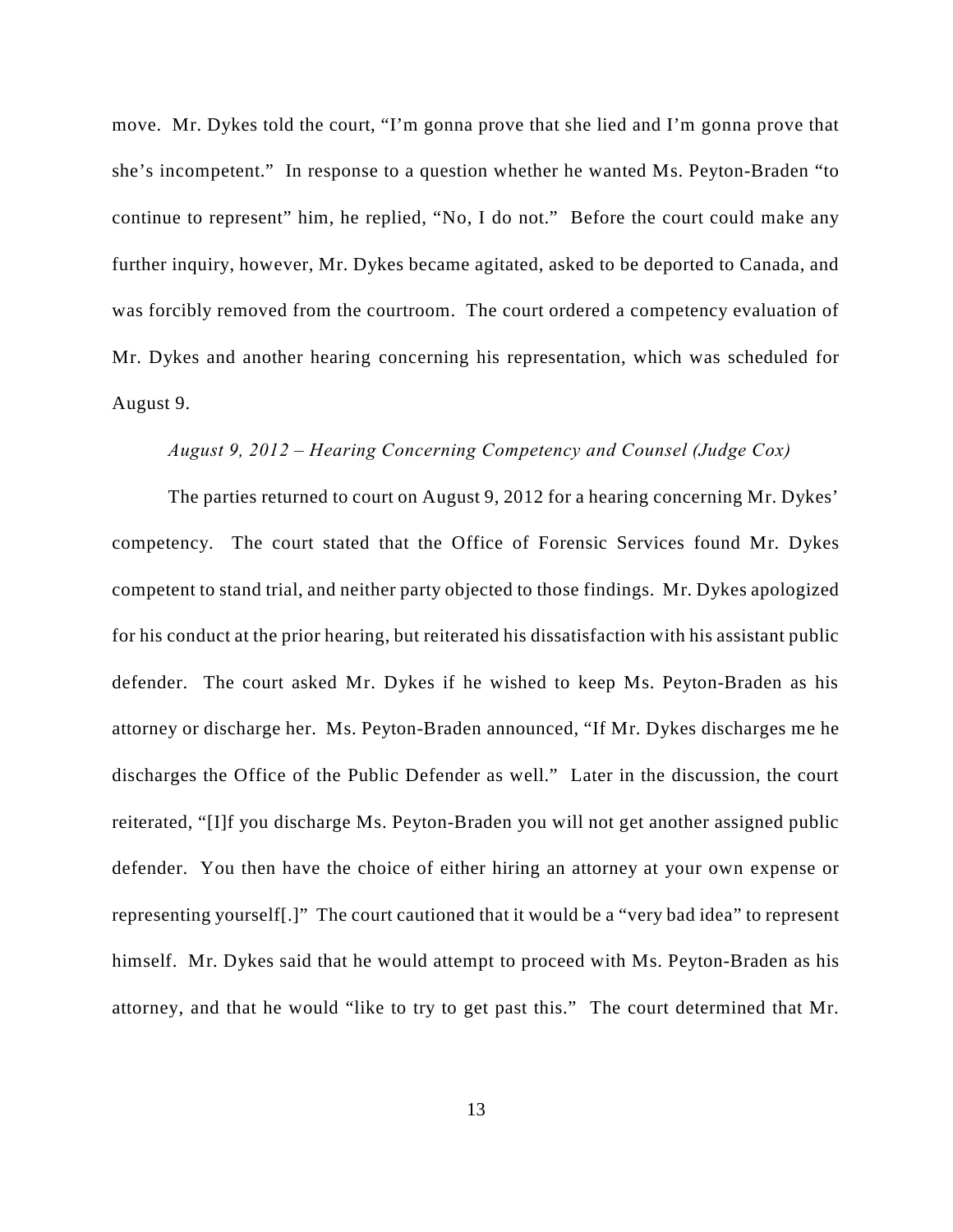move. Mr. Dykes told the court, "I'm gonna prove that she lied and I'm gonna prove that she's incompetent." In response to a question whether he wanted Ms. Peyton-Braden "to continue to represent" him, he replied, "No, I do not." Before the court could make any further inquiry, however, Mr. Dykes became agitated, asked to be deported to Canada, and was forcibly removed from the courtroom. The court ordered a competency evaluation of Mr. Dykes and another hearing concerning his representation, which was scheduled for August 9.

*August 9, 2012 – Hearing Concerning Competency and Counsel (Judge Cox)*

The parties returned to court on August 9, 2012 for a hearing concerning Mr. Dykes' competency. The court stated that the Office of Forensic Services found Mr. Dykes competent to stand trial, and neither party objected to those findings. Mr. Dykes apologized for his conduct at the prior hearing, but reiterated his dissatisfaction with his assistant public defender. The court asked Mr. Dykes if he wished to keep Ms. Peyton-Braden as his attorney or discharge her. Ms. Peyton-Braden announced, "If Mr. Dykes discharges me he discharges the Office of the Public Defender as well." Later in the discussion, the court reiterated, "[I]f you discharge Ms. Peyton-Braden you will not get another assigned public defender. You then have the choice of either hiring an attorney at your own expense or representing yourself[.]" The court cautioned that it would be a "very bad idea" to represent himself. Mr. Dykes said that he would attempt to proceed with Ms. Peyton-Braden as his attorney, and that he would "like to try to get past this." The court determined that Mr.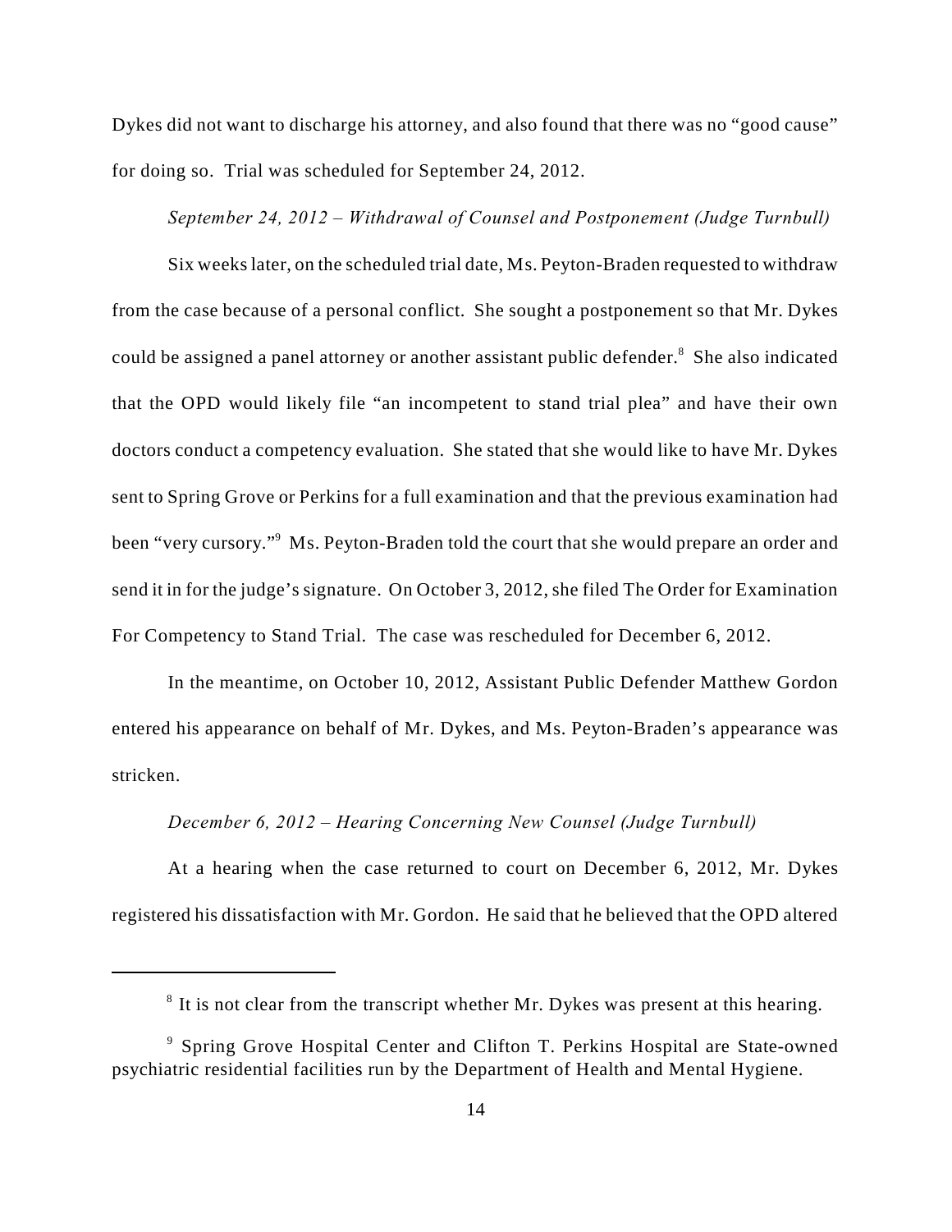Dykes did not want to discharge his attorney, and also found that there was no "good cause" for doing so. Trial was scheduled for September 24, 2012.

*September 24, 2012 – Withdrawal of Counsel and Postponement (Judge Turnbull)*

Six weeks later, on the scheduled trial date, Ms. Peyton-Braden requested to withdraw from the case because of a personal conflict. She sought a postponement so that Mr. Dykes could be assigned a panel attorney or another assistant public defender.[8] She also indicated that the OPD would likely file "an incompetent to stand trial plea" and have their own doctors conduct a competency evaluation. She stated that she would like to have Mr. Dykes sent to Spring Grove or Perkins for a full examination and that the previous examination had been "very cursory."[9] Ms. Peyton-Braden told the court that she would prepare an order and send it in for the judge's signature. On October 3, 2012, she filed The Order for Examination For Competency to Stand Trial. The case was rescheduled for December 6, 2012.

In the meantime, on October 10, 2012, Assistant Public Defender Matthew Gordon entered his appearance on behalf of Mr. Dykes, and Ms. Peyton-Braden's appearance was stricken.

*December 6, 2012 – Hearing Concerning New Counsel (Judge Turnbull)*

At a hearing when the case returned to court on December 6, 2012, Mr. Dykes registered his dissatisfaction with Mr. Gordon. He said that he believed that the OPD altered

---

[8] It is not clear from the transcript whether Mr. Dykes was present at this hearing.

[9] Spring Grove Hospital Center and Clifton T. Perkins Hospital are State-owned psychiatric residential facilities run by the Department of Health and Mental Hygiene.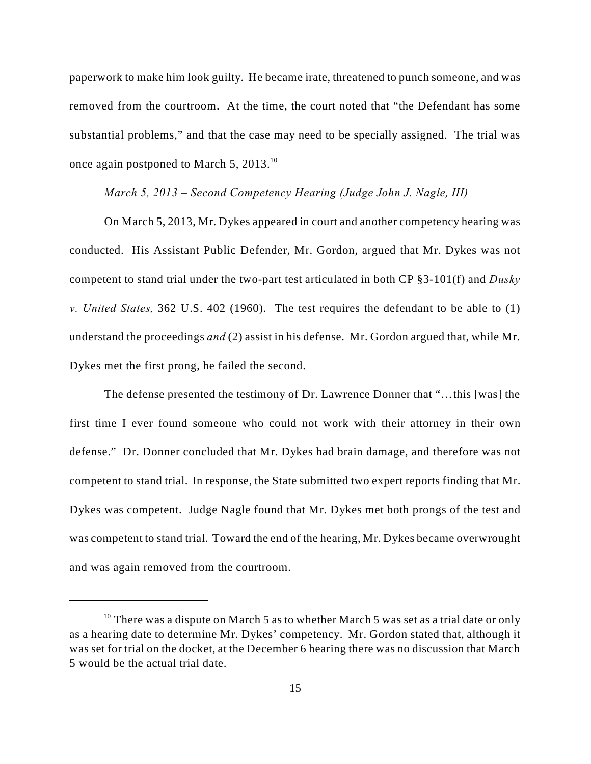paperwork to make him look guilty. He became irate, threatened to punch someone, and was removed from the courtroom. At the time, the court noted that "the Defendant has some substantial problems," and that the case may need to be specially assigned. The trial was once again postponed to March 5, 2013.[10]

*March 5, 2013 – Second Competency Hearing (Judge John J. Nagle, III)*

On March 5, 2013, Mr. Dykes appeared in court and another competency hearing was conducted. His Assistant Public Defender, Mr. Gordon, argued that Mr. Dykes was not competent to stand trial under the two-part test articulated in both CP §3-101(f) and *Dusky v. United States,* 362 U.S. 402 (1960). The test requires the defendant to be able to (1) understand the proceedings *and* (2) assist in his defense. Mr. Gordon argued that, while Mr. Dykes met the first prong, he failed the second.

The defense presented the testimony of Dr. Lawrence Donner that "…this [was] the first time I ever found someone who could not work with their attorney in their own defense." Dr. Donner concluded that Mr. Dykes had brain damage, and therefore was not competent to stand trial. In response, the State submitted two expert reports finding that Mr. Dykes was competent. Judge Nagle found that Mr. Dykes met both prongs of the test and was competent to stand trial. Toward the end of the hearing, Mr. Dykes became overwrought and was again removed from the courtroom.

---

[10] There was a dispute on March 5 as to whether March 5 was set as a trial date or only as a hearing date to determine Mr. Dykes' competency. Mr. Gordon stated that, although it was set for trial on the docket, at the December 6 hearing there was no discussion that March 5 would be the actual trial date.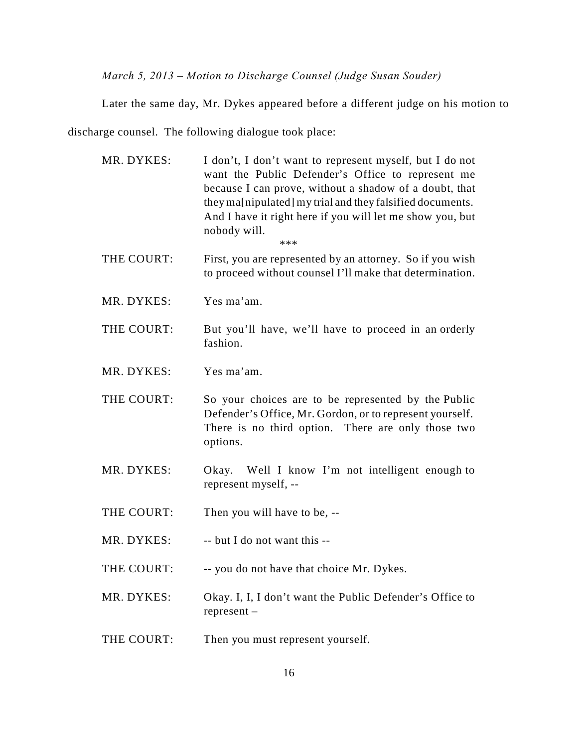*March 5, 2013 – Motion to Discharge Counsel (Judge Susan Souder)*

Later the same day, Mr. Dykes appeared before a different judge on his motion to discharge counsel. The following dialogue took place:

| | |
|---|---|
| MR. DYKES: | I don't, I don't want to represent myself, but I do not want the Public Defender's Office to represent me because I can prove, without a shadow of a doubt, that they ma[nipulated] my trial and they falsified documents. And I have it right here if you will let me show you, but nobody will. |
| | *** |
| THE COURT: | First, you are represented by an attorney. So if you wish to proceed without counsel I'll make that determination. |
| MR. DYKES: | Yes ma'am. |
| THE COURT: | But you'll have, we'll have to proceed in an orderly fashion. |
| MR. DYKES: | Yes ma'am. |
| THE COURT: | So your choices are to be represented by the Public Defender's Office, Mr. Gordon, or to represent yourself. There is no third option. There are only those two options. |
| MR. DYKES: | Okay. Well I know I'm not intelligent enough to represent myself, -- |
| THE COURT: | Then you will have to be, -- |
| MR. DYKES: | -- but I do not want this -- |
| THE COURT: | -- you do not have that choice Mr. Dykes. |
| MR. DYKES: | Okay. I, I, I don't want the Public Defender's Office to represent – |
| THE COURT: | Then you must represent yourself. |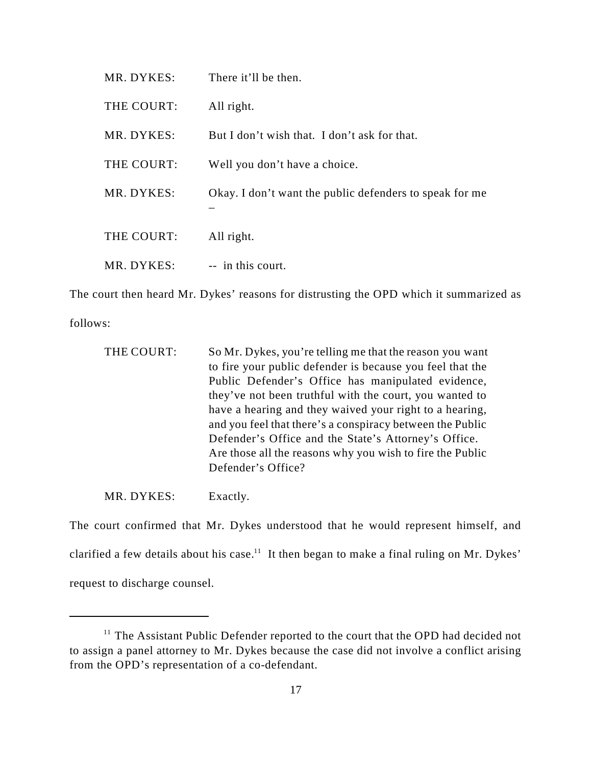MR. DYKES: There it'll be then.

THE COURT: All right.

MR. DYKES: But I don't wish that. I don't ask for that.

THE COURT: Well you don't have a choice.

MR. DYKES: Okay. I don't want the public defenders to speak for me –

THE COURT: All right.

MR. DYKES: -- in this court.

The court then heard Mr. Dykes' reasons for distrusting the OPD which it summarized as follows:

THE COURT: So Mr. Dykes, you're telling me that the reason you want to fire your public defender is because you feel that the Public Defender's Office has manipulated evidence, they've not been truthful with the court, you wanted to have a hearing and they waived your right to a hearing, and you feel that there's a conspiracy between the Public Defender's Office and the State's Attorney's Office. Are those all the reasons why you wish to fire the Public Defender's Office?

MR. DYKES: Exactly.

The court confirmed that Mr. Dykes understood that he would represent himself, and clarified a few details about his case.[11] It then began to make a final ruling on Mr. Dykes' request to discharge counsel.

---

[11] The Assistant Public Defender reported to the court that the OPD had decided not to assign a panel attorney to Mr. Dykes because the case did not involve a conflict arising from the OPD's representation of a co-defendant.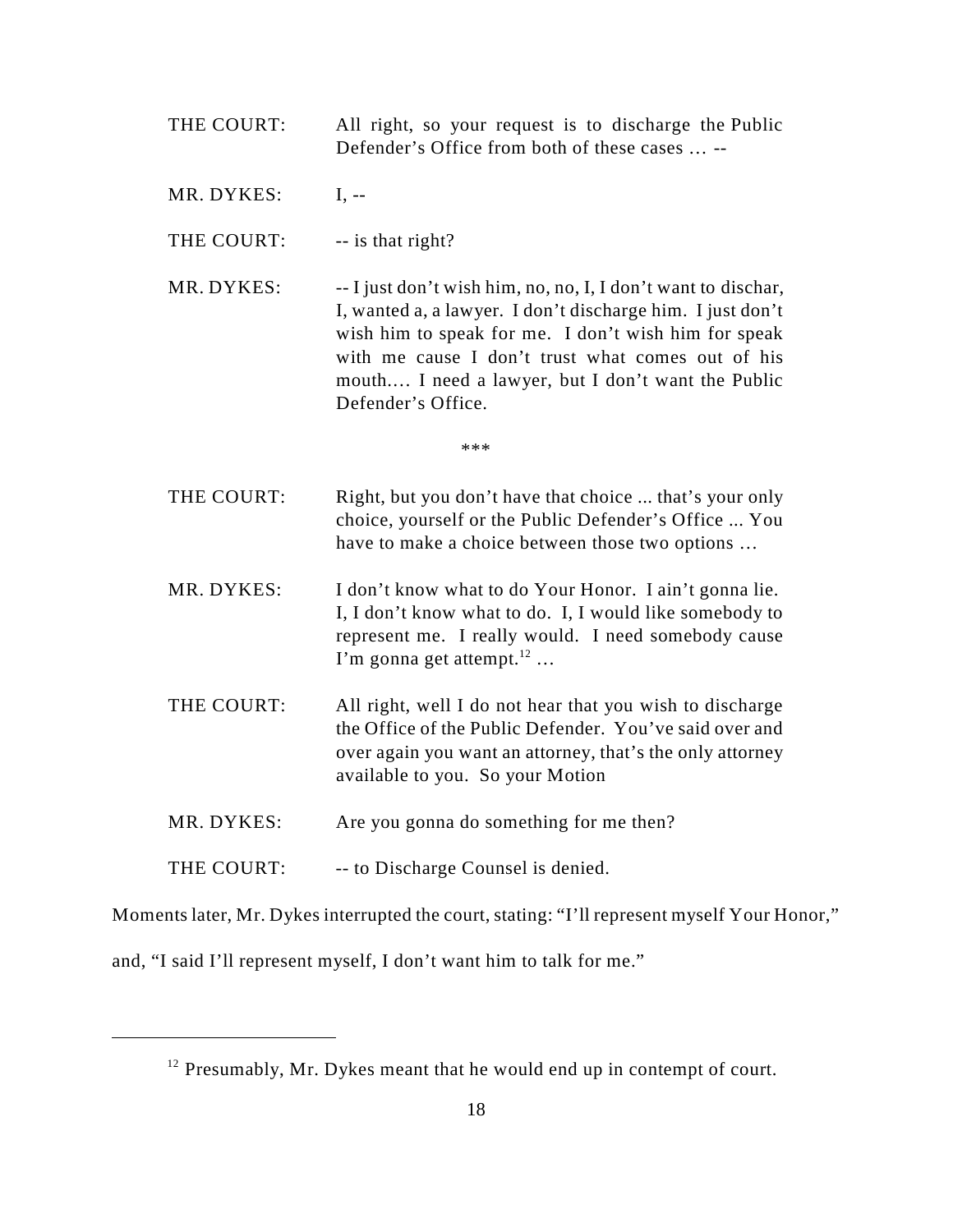THE COURT: All right, so your request is to discharge the Public Defender's Office from both of these cases … --

MR. DYKES: I, --

THE COURT: -- is that right?

MR. DYKES: -- I just don't wish him, no, no, I, I don't want to dischar, I, wanted a, a lawyer. I don't discharge him. I just don't wish him to speak for me. I don't wish him for speak with me cause I don't trust what comes out of his mouth.… I need a lawyer, but I don't want the Public Defender's Office.

***

THE COURT: Right, but you don't have that choice ... that's your only choice, yourself or the Public Defender's Office ... You have to make a choice between those two options …

MR. DYKES: I don't know what to do Your Honor. I ain't gonna lie. I, I don't know what to do. I, I would like somebody to represent me. I really would. I need somebody cause I'm gonna get attempt.[12] …

THE COURT: All right, well I do not hear that you wish to discharge the Office of the Public Defender. You've said over and over again you want an attorney, that's the only attorney available to you. So your Motion

MR. DYKES: Are you gonna do something for me then?

THE COURT: -- to Discharge Counsel is denied.

Moments later, Mr. Dykes interrupted the court, stating: "I'll represent myself Your Honor," and, "I said I'll represent myself, I don't want him to talk for me."

---

[12] Presumably, Mr. Dykes meant that he would end up in contempt of court.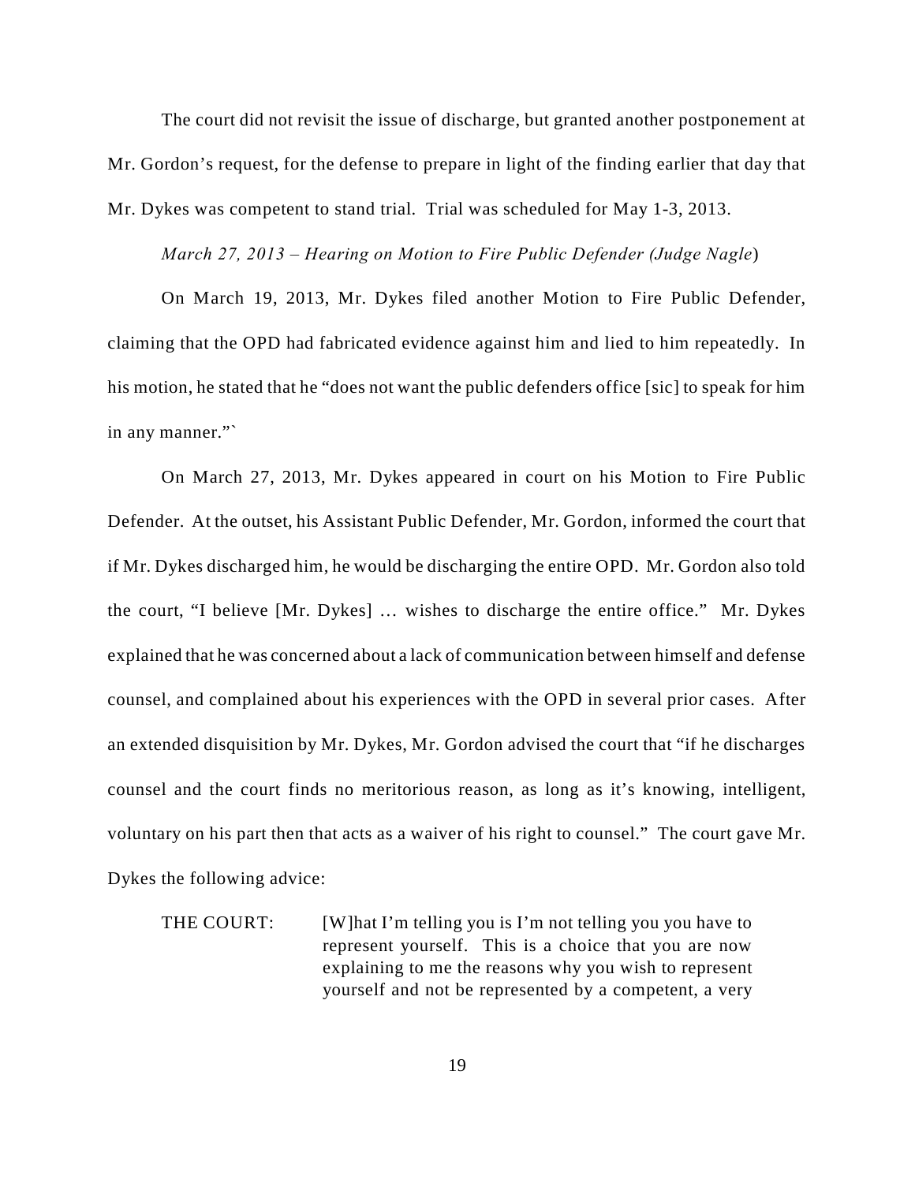The court did not revisit the issue of discharge, but granted another postponement at Mr. Gordon's request, for the defense to prepare in light of the finding earlier that day that Mr. Dykes was competent to stand trial. Trial was scheduled for May 1-3, 2013.

*March 27, 2013 – Hearing on Motion to Fire Public Defender (Judge Nagle*)

On March 19, 2013, Mr. Dykes filed another Motion to Fire Public Defender, claiming that the OPD had fabricated evidence against him and lied to him repeatedly. In his motion, he stated that he "does not want the public defenders office [sic] to speak for him in any manner."`

On March 27, 2013, Mr. Dykes appeared in court on his Motion to Fire Public Defender. At the outset, his Assistant Public Defender, Mr. Gordon, informed the court that if Mr. Dykes discharged him, he would be discharging the entire OPD. Mr. Gordon also told the court, "I believe [Mr. Dykes] … wishes to discharge the entire office." Mr. Dykes explained that he was concerned about a lack of communication between himself and defense counsel, and complained about his experiences with the OPD in several prior cases. After an extended disquisition by Mr. Dykes, Mr. Gordon advised the court that "if he discharges counsel and the court finds no meritorious reason, as long as it's knowing, intelligent, voluntary on his part then that acts as a waiver of his right to counsel." The court gave Mr. Dykes the following advice:

> THE COURT: [W]hat I'm telling you is I'm not telling you you have to represent yourself. This is a choice that you are now explaining to me the reasons why you wish to represent yourself and not be represented by a competent, a very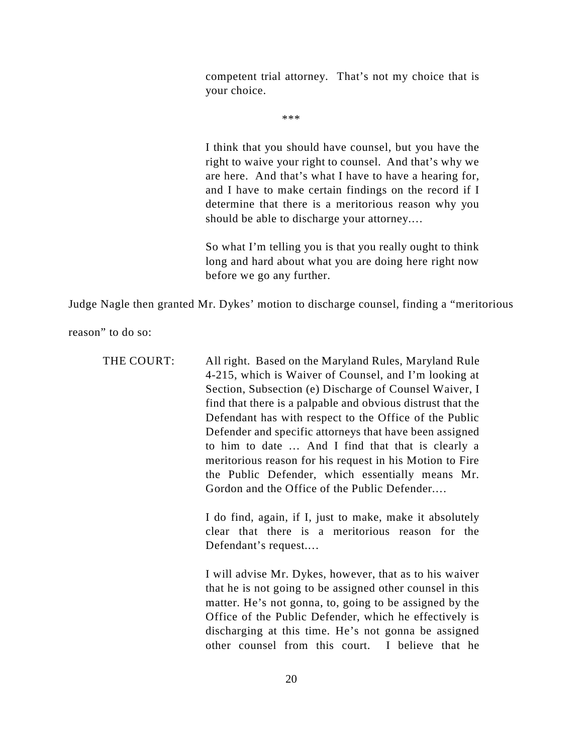> competent trial attorney. That's not my choice that is your choice.
>
> \*\*\*
>
> I think that you should have counsel, but you have the right to waive your right to counsel. And that's why we are here. And that's what I have to have a hearing for, and I have to make certain findings on the record if I determine that there is a meritorious reason why you should be able to discharge your attorney.…
>
> So what I'm telling you is that you really ought to think long and hard about what you are doing here right now before we go any further.

Judge Nagle then granted Mr. Dykes' motion to discharge counsel, finding a "meritorious reason" to do so:

> THE COURT: All right. Based on the Maryland Rules, Maryland Rule 4-215, which is Waiver of Counsel, and I'm looking at Section, Subsection (e) Discharge of Counsel Waiver, I find that there is a palpable and obvious distrust that the Defendant has with respect to the Office of the Public Defender and specific attorneys that have been assigned to him to date … And I find that that is clearly a meritorious reason for his request in his Motion to Fire the Public Defender, which essentially means Mr. Gordon and the Office of the Public Defender.…
>
> I do find, again, if I, just to make, make it absolutely clear that there is a meritorious reason for the Defendant's request.…
>
> I will advise Mr. Dykes, however, that as to his waiver that he is not going to be assigned other counsel in this matter. He's not gonna, to, going to be assigned by the Office of the Public Defender, which he effectively is discharging at this time. He's not gonna be assigned other counsel from this court. I believe that he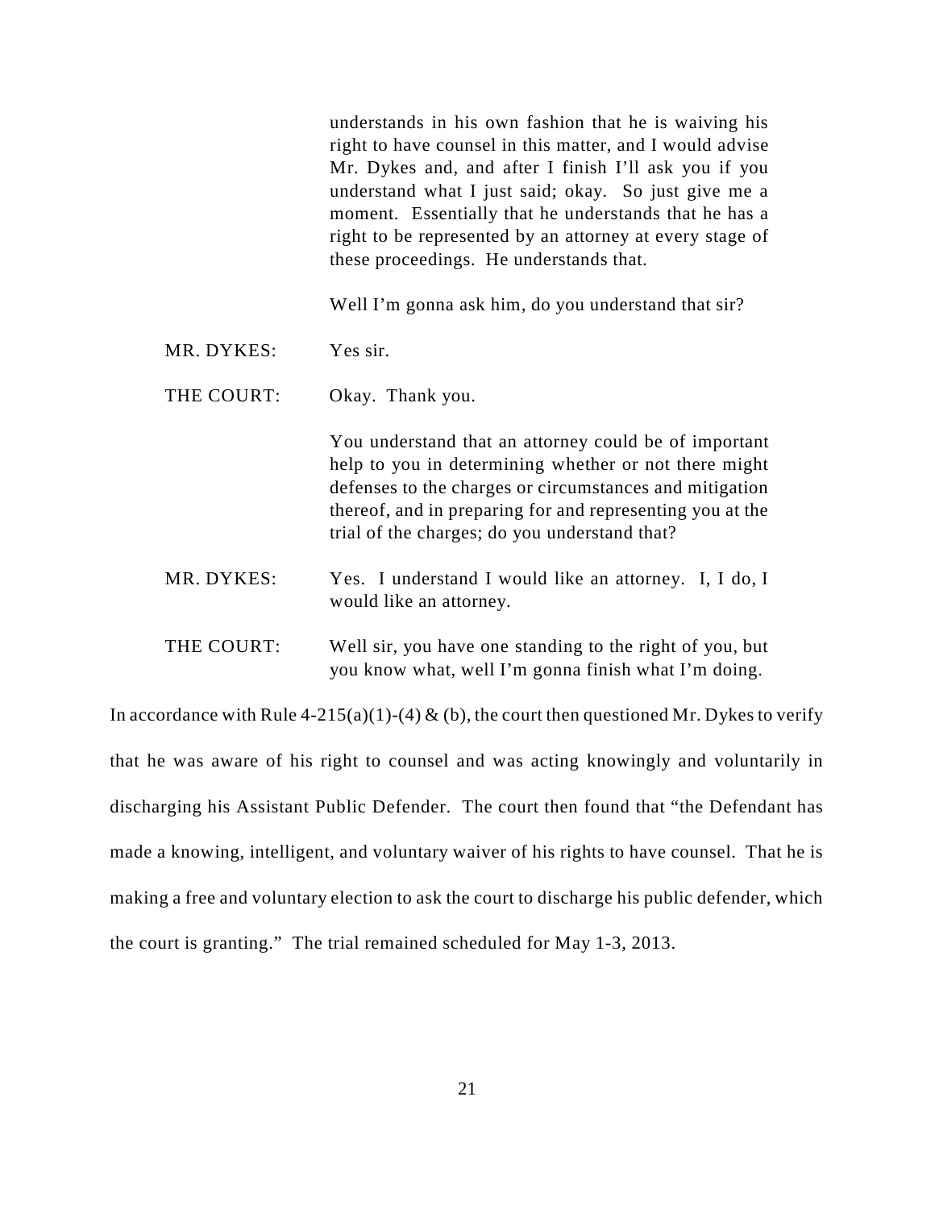understands in his own fashion that he is waiving his right to have counsel in this matter, and I would advise Mr. Dykes and, and after I finish I'll ask you if you understand what I just said; okay. So just give me a moment. Essentially that he understands that he has a right to be represented by an attorney at every stage of these proceedings. He understands that.

Well I'm gonna ask him, do you understand that sir?

MR. DYKES: Yes sir.

THE COURT: Okay. Thank you.

You understand that an attorney could be of important help to you in determining whether or not there might defenses to the charges or circumstances and mitigation thereof, and in preparing for and representing you at the trial of the charges; do you understand that?

MR. DYKES: Yes. I understand I would like an attorney. I, I do, I would like an attorney.

THE COURT: Well sir, you have one standing to the right of you, but you know what, well I'm gonna finish what I'm doing.

In accordance with Rule 4-215(a)(1)-(4) & (b), the court then questioned Mr. Dykes to verify that he was aware of his right to counsel and was acting knowingly and voluntarily in discharging his Assistant Public Defender. The court then found that "the Defendant has made a knowing, intelligent, and voluntary waiver of his rights to have counsel. That he is making a free and voluntary election to ask the court to discharge his public defender, which the court is granting." The trial remained scheduled for May 1-3, 2013.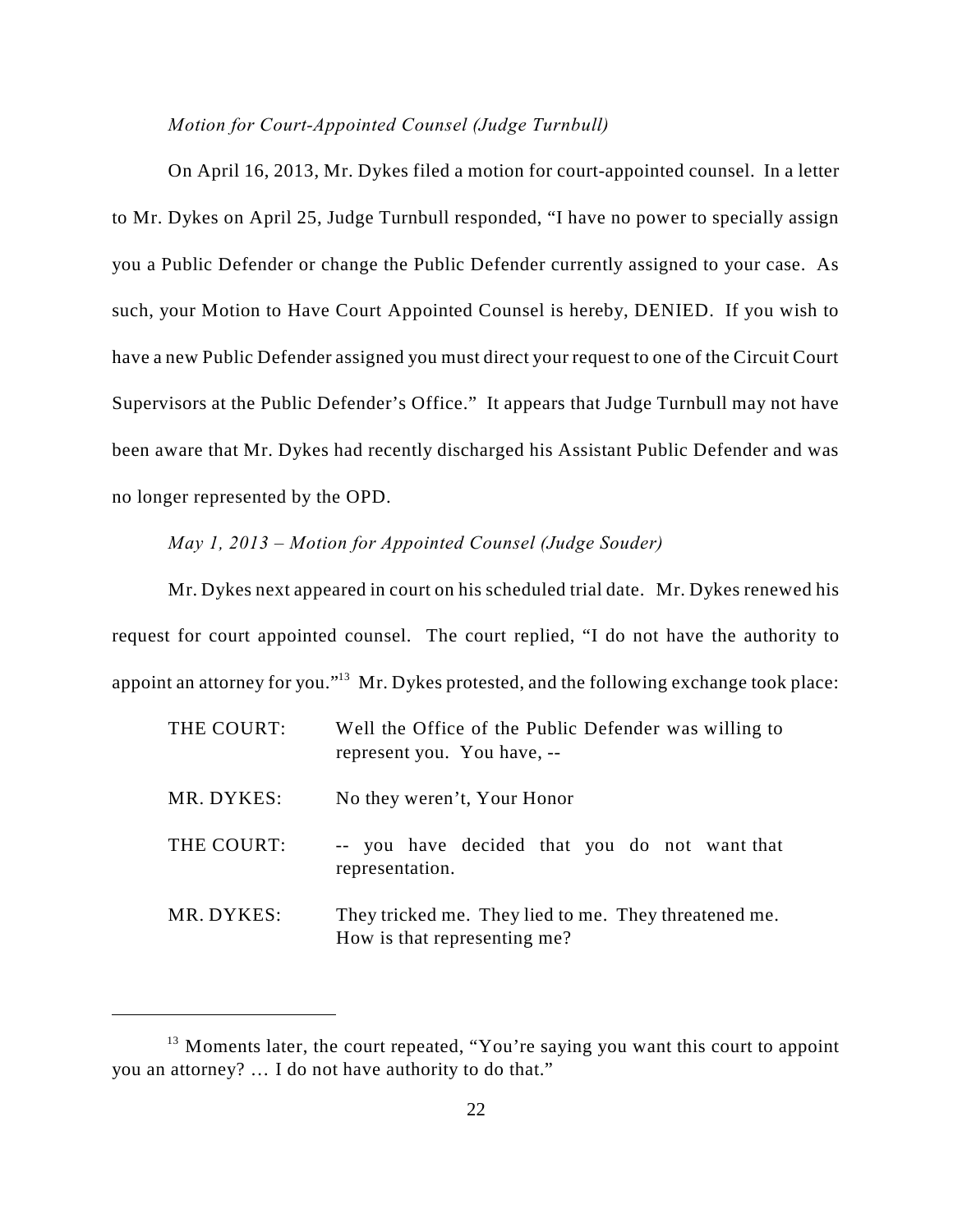*Motion for Court-Appointed Counsel (Judge Turnbull)*

On April 16, 2013, Mr. Dykes filed a motion for court-appointed counsel. In a letter to Mr. Dykes on April 25, Judge Turnbull responded, "I have no power to specially assign you a Public Defender or change the Public Defender currently assigned to your case. As such, your Motion to Have Court Appointed Counsel is hereby, DENIED. If you wish to have a new Public Defender assigned you must direct your request to one of the Circuit Court Supervisors at the Public Defender's Office." It appears that Judge Turnbull may not have been aware that Mr. Dykes had recently discharged his Assistant Public Defender and was no longer represented by the OPD.

*May 1, 2013 – Motion for Appointed Counsel (Judge Souder)*

Mr. Dykes next appeared in court on his scheduled trial date. Mr. Dykes renewed his request for court appointed counsel. The court replied, "I do not have the authority to appoint an attorney for you."[13] Mr. Dykes protested, and the following exchange took place:

| | |
|---|---|
| THE COURT: | Well the Office of the Public Defender was willing to represent you. You have, -- |
| MR. DYKES: | No they weren't, Your Honor |
| THE COURT: | -- you have decided that you do not want that representation. |
| MR. DYKES: | They tricked me. They lied to me. They threatened me. How is that representing me? |

[13] Moments later, the court repeated, "You're saying you want this court to appoint you an attorney? … I do not have authority to do that."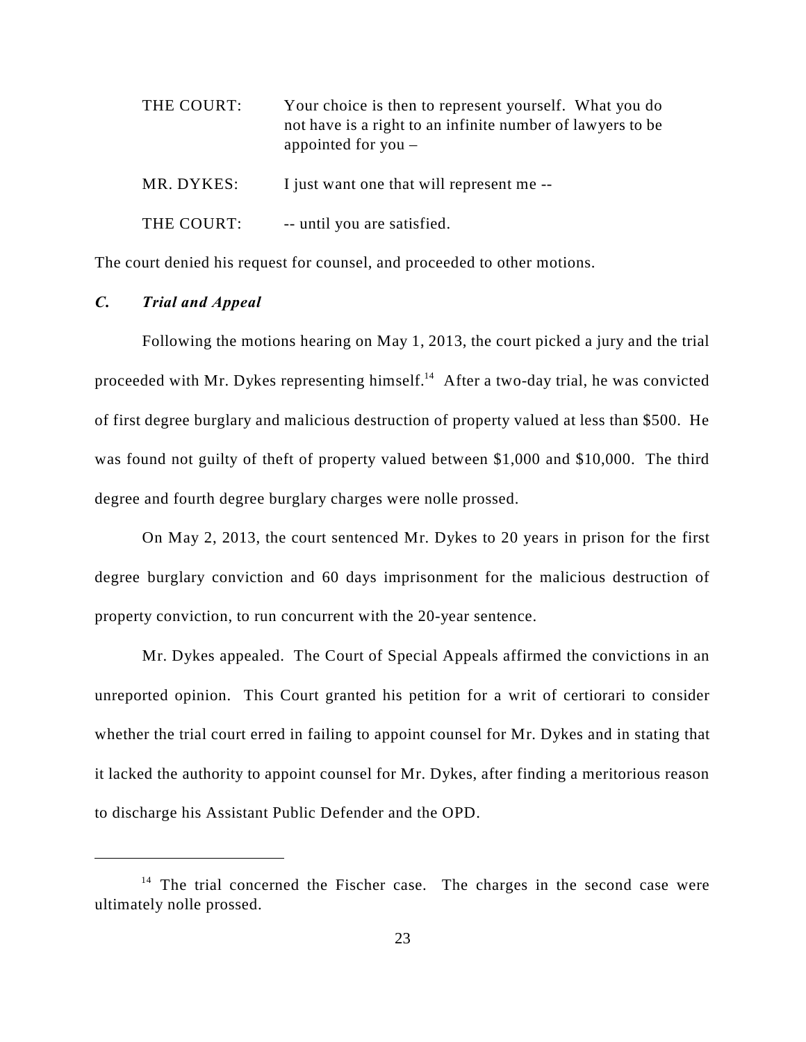THE COURT: Your choice is then to represent yourself. What you do not have is a right to an infinite number of lawyers to be appointed for you –

MR. DYKES: I just want one that will represent me --

THE COURT: -- until you are satisfied.

The court denied his request for counsel, and proceeded to other motions.

### *C. Trial and Appeal*

Following the motions hearing on May 1, 2013, the court picked a jury and the trial proceeded with Mr. Dykes representing himself.[14] After a two-day trial, he was convicted of first degree burglary and malicious destruction of property valued at less than $500. He was found not guilty of theft of property valued between $1,000 and $10,000. The third degree and fourth degree burglary charges were nolle prossed.

On May 2, 2013, the court sentenced Mr. Dykes to 20 years in prison for the first degree burglary conviction and 60 days imprisonment for the malicious destruction of property conviction, to run concurrent with the 20-year sentence.

Mr. Dykes appealed. The Court of Special Appeals affirmed the convictions in an unreported opinion. This Court granted his petition for a writ of certiorari to consider whether the trial court erred in failing to appoint counsel for Mr. Dykes and in stating that it lacked the authority to appoint counsel for Mr. Dykes, after finding a meritorious reason to discharge his Assistant Public Defender and the OPD.

---

[14] The trial concerned the Fischer case. The charges in the second case were ultimately nolle prossed.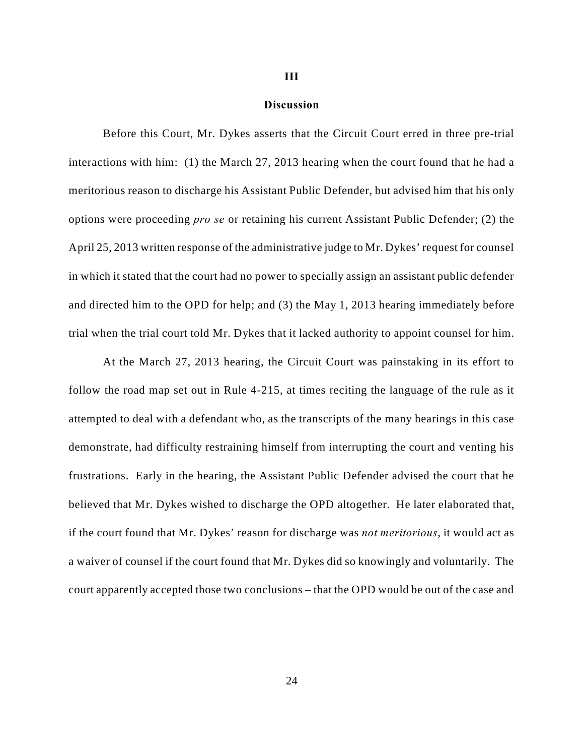## III

## Discussion

Before this Court, Mr. Dykes asserts that the Circuit Court erred in three pre-trial interactions with him: (1) the March 27, 2013 hearing when the court found that he had a meritorious reason to discharge his Assistant Public Defender, but advised him that his only options were proceeding *pro se* or retaining his current Assistant Public Defender; (2) the April 25, 2013 written response of the administrative judge to Mr. Dykes' request for counsel in which it stated that the court had no power to specially assign an assistant public defender and directed him to the OPD for help; and (3) the May 1, 2013 hearing immediately before trial when the trial court told Mr. Dykes that it lacked authority to appoint counsel for him.

At the March 27, 2013 hearing, the Circuit Court was painstaking in its effort to follow the road map set out in Rule 4-215, at times reciting the language of the rule as it attempted to deal with a defendant who, as the transcripts of the many hearings in this case demonstrate, had difficulty restraining himself from interrupting the court and venting his frustrations. Early in the hearing, the Assistant Public Defender advised the court that he believed that Mr. Dykes wished to discharge the OPD altogether. He later elaborated that, if the court found that Mr. Dykes' reason for discharge was *not meritorious*, it would act as a waiver of counsel if the court found that Mr. Dykes did so knowingly and voluntarily. The court apparently accepted those two conclusions – that the OPD would be out of the case and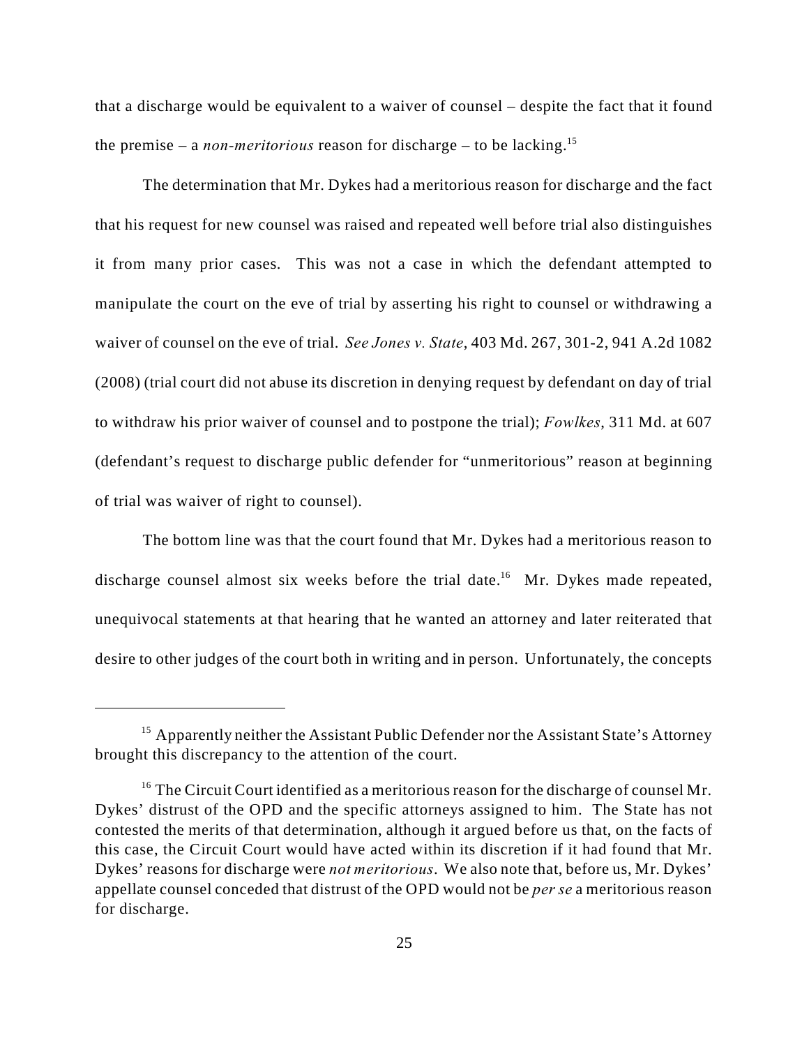that a discharge would be equivalent to a waiver of counsel – despite the fact that it found the premise – a *non-meritorious* reason for discharge – to be lacking.[15]

The determination that Mr. Dykes had a meritorious reason for discharge and the fact that his request for new counsel was raised and repeated well before trial also distinguishes it from many prior cases. This was not a case in which the defendant attempted to manipulate the court on the eve of trial by asserting his right to counsel or withdrawing a waiver of counsel on the eve of trial. *See Jones v. State*, 403 Md. 267, 301-2, 941 A.2d 1082 (2008) (trial court did not abuse its discretion in denying request by defendant on day of trial to withdraw his prior waiver of counsel and to postpone the trial); *Fowlkes*, 311 Md. at 607 (defendant's request to discharge public defender for "unmeritorious" reason at beginning of trial was waiver of right to counsel).

The bottom line was that the court found that Mr. Dykes had a meritorious reason to discharge counsel almost six weeks before the trial date.[16] Mr. Dykes made repeated, unequivocal statements at that hearing that he wanted an attorney and later reiterated that desire to other judges of the court both in writing and in person. Unfortunately, the concepts

---

[15] Apparently neither the Assistant Public Defender nor the Assistant State's Attorney brought this discrepancy to the attention of the court.

[16] The Circuit Court identified as a meritorious reason for the discharge of counsel Mr. Dykes' distrust of the OPD and the specific attorneys assigned to him. The State has not contested the merits of that determination, although it argued before us that, on the facts of this case, the Circuit Court would have acted within its discretion if it had found that Mr. Dykes' reasons for discharge were *not meritorious*. We also note that, before us, Mr. Dykes' appellate counsel conceded that distrust of the OPD would not be *per se* a meritorious reason for discharge.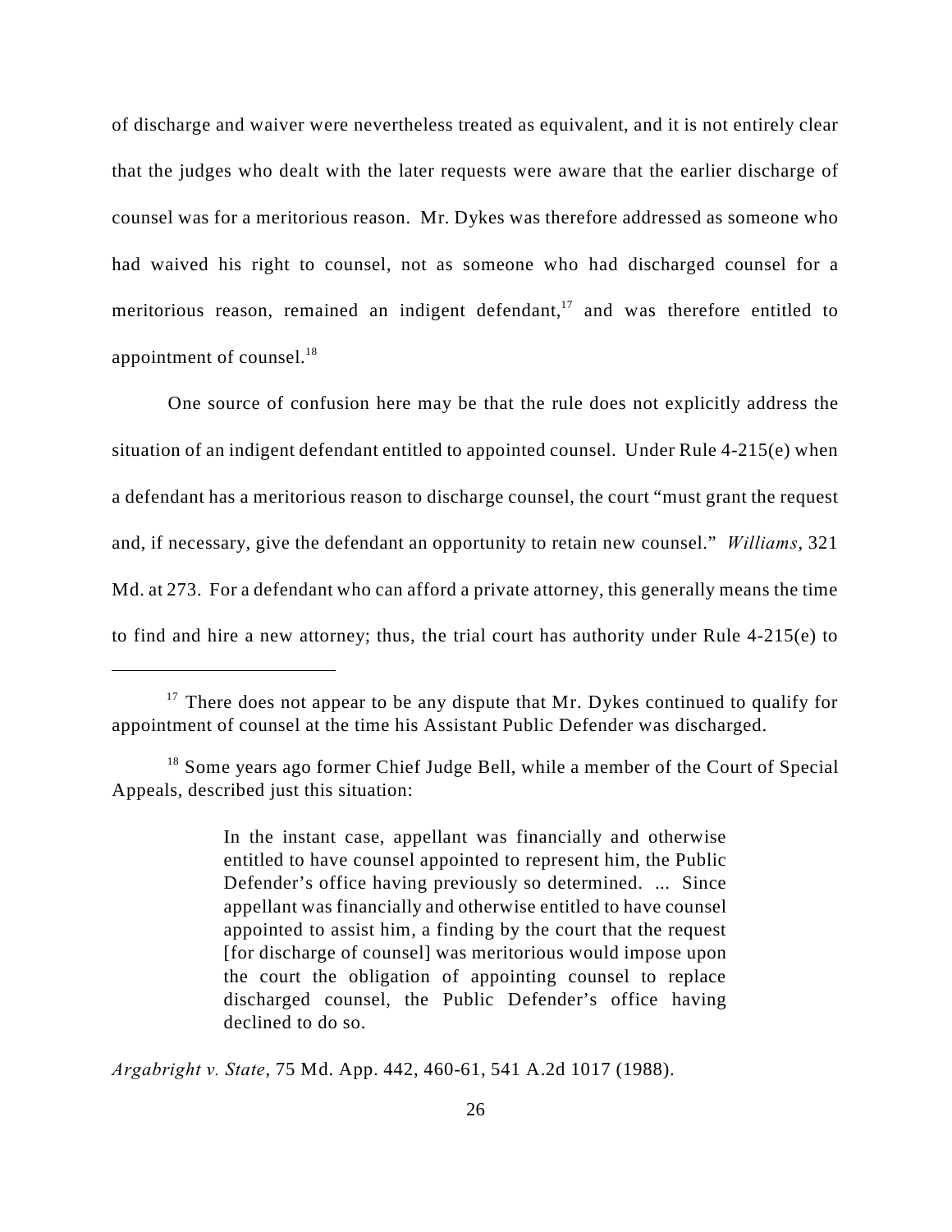of discharge and waiver were nevertheless treated as equivalent, and it is not entirely clear that the judges who dealt with the later requests were aware that the earlier discharge of counsel was for a meritorious reason. Mr. Dykes was therefore addressed as someone who had waived his right to counsel, not as someone who had discharged counsel for a meritorious reason, remained an indigent defendant,[17] and was therefore entitled to appointment of counsel.[18]

One source of confusion here may be that the rule does not explicitly address the situation of an indigent defendant entitled to appointed counsel. Under Rule 4-215(e) when a defendant has a meritorious reason to discharge counsel, the court "must grant the request and, if necessary, give the defendant an opportunity to retain new counsel." *Williams*, 321 Md. at 273. For a defendant who can afford a private attorney, this generally means the time to find and hire a new attorney; thus, the trial court has authority under Rule 4-215(e) to

---

[17] There does not appear to be any dispute that Mr. Dykes continued to qualify for appointment of counsel at the time his Assistant Public Defender was discharged.

[18] Some years ago former Chief Judge Bell, while a member of the Court of Special Appeals, described just this situation:

> In the instant case, appellant was financially and otherwise entitled to have counsel appointed to represent him, the Public Defender's office having previously so determined. ... Since appellant was financially and otherwise entitled to have counsel appointed to assist him, a finding by the court that the request [for discharge of counsel] was meritorious would impose upon the court the obligation of appointing counsel to replace discharged counsel, the Public Defender's office having declined to do so.

*Argabright v. State*, 75 Md. App. 442, 460-61, 541 A.2d 1017 (1988).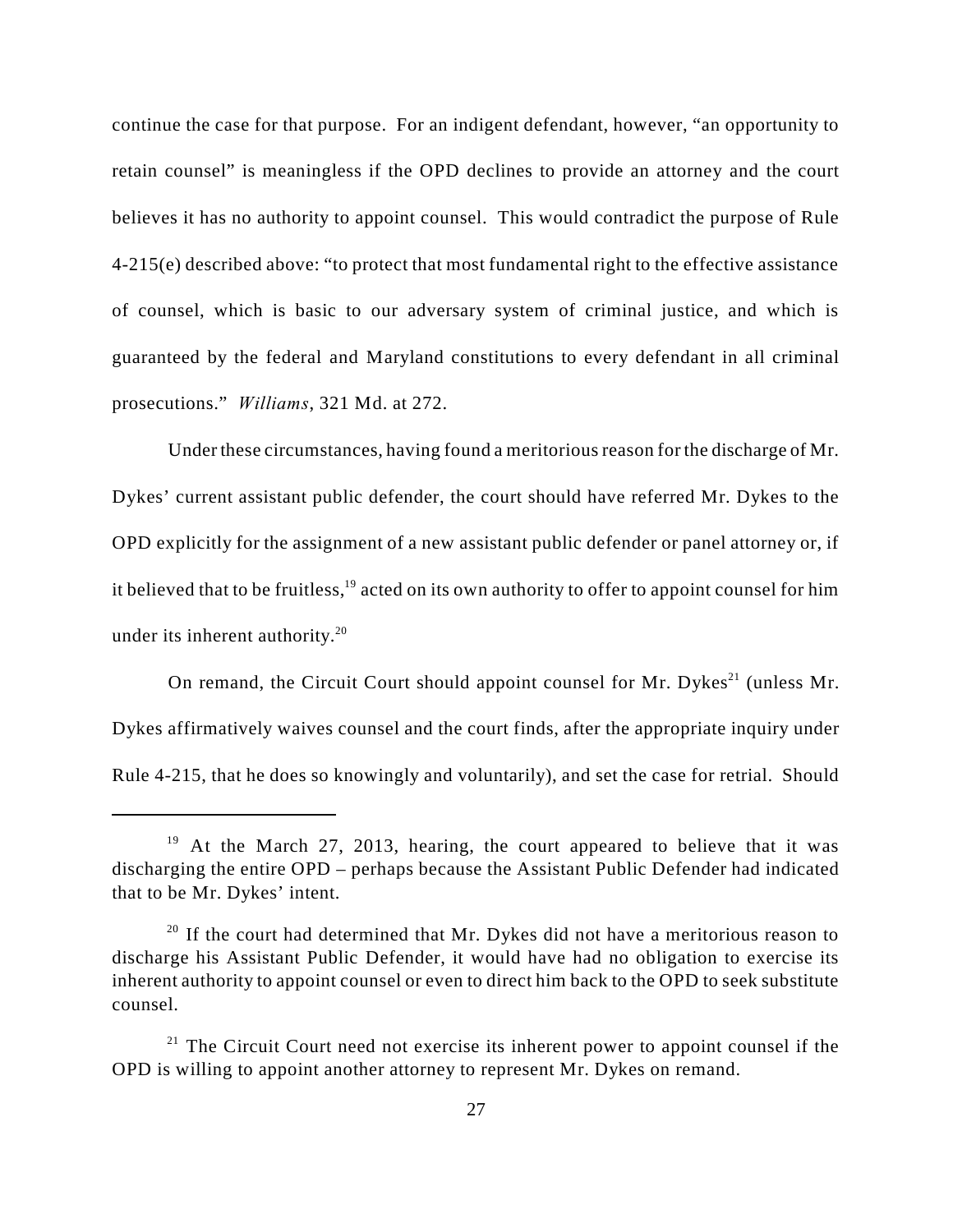continue the case for that purpose. For an indigent defendant, however, "an opportunity to retain counsel" is meaningless if the OPD declines to provide an attorney and the court believes it has no authority to appoint counsel. This would contradict the purpose of Rule 4-215(e) described above: "to protect that most fundamental right to the effective assistance of counsel, which is basic to our adversary system of criminal justice, and which is guaranteed by the federal and Maryland constitutions to every defendant in all criminal prosecutions." *Williams*, 321 Md. at 272.

Under these circumstances, having found a meritorious reason for the discharge of Mr. Dykes' current assistant public defender, the court should have referred Mr. Dykes to the OPD explicitly for the assignment of a new assistant public defender or panel attorney or, if it believed that to be fruitless,[19] acted on its own authority to offer to appoint counsel for him under its inherent authority.[20]

On remand, the Circuit Court should appoint counsel for Mr. Dykes[21] (unless Mr. Dykes affirmatively waives counsel and the court finds, after the appropriate inquiry under Rule 4-215, that he does so knowingly and voluntarily), and set the case for retrial. Should

---

[19] At the March 27, 2013, hearing, the court appeared to believe that it was discharging the entire OPD – perhaps because the Assistant Public Defender had indicated that to be Mr. Dykes' intent.

[20] If the court had determined that Mr. Dykes did not have a meritorious reason to discharge his Assistant Public Defender, it would have had no obligation to exercise its inherent authority to appoint counsel or even to direct him back to the OPD to seek substitute counsel.

[21] The Circuit Court need not exercise its inherent power to appoint counsel if the OPD is willing to appoint another attorney to represent Mr. Dykes on remand.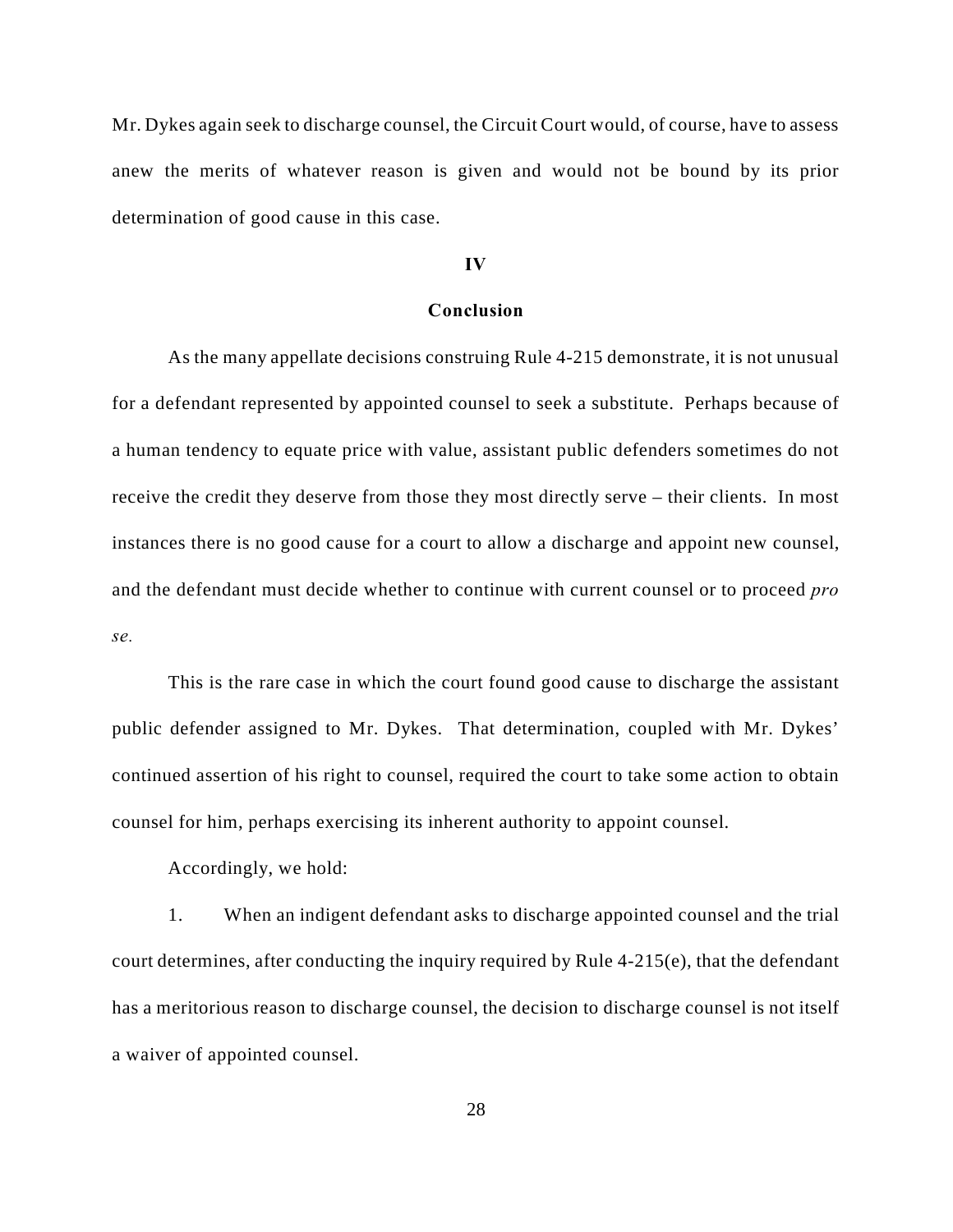Mr. Dykes again seek to discharge counsel, the Circuit Court would, of course, have to assess anew the merits of whatever reason is given and would not be bound by its prior determination of good cause in this case.

## IV

## Conclusion

As the many appellate decisions construing Rule 4-215 demonstrate, it is not unusual for a defendant represented by appointed counsel to seek a substitute. Perhaps because of a human tendency to equate price with value, assistant public defenders sometimes do not receive the credit they deserve from those they most directly serve – their clients. In most instances there is no good cause for a court to allow a discharge and appoint new counsel, and the defendant must decide whether to continue with current counsel or to proceed *pro se.*

This is the rare case in which the court found good cause to discharge the assistant public defender assigned to Mr. Dykes. That determination, coupled with Mr. Dykes' continued assertion of his right to counsel, required the court to take some action to obtain counsel for him, perhaps exercising its inherent authority to appoint counsel.

Accordingly, we hold:

1. When an indigent defendant asks to discharge appointed counsel and the trial court determines, after conducting the inquiry required by Rule 4-215(e), that the defendant has a meritorious reason to discharge counsel, the decision to discharge counsel is not itself a waiver of appointed counsel.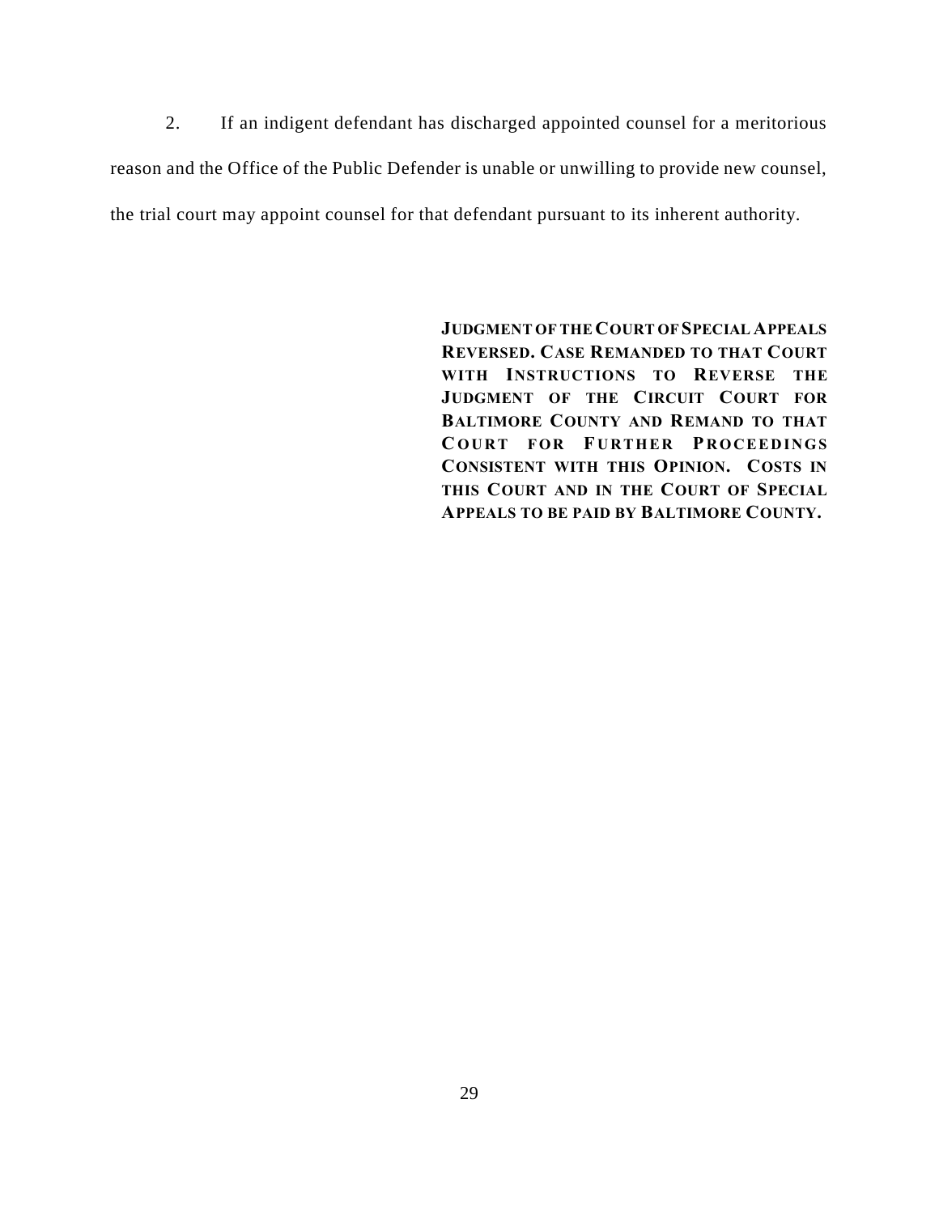2. If an indigent defendant has discharged appointed counsel for a meritorious reason and the Office of the Public Defender is unable or unwilling to provide new counsel, the trial court may appoint counsel for that defendant pursuant to its inherent authority.

**JUDGMENT OF THE COURT OF SPECIAL APPEALS REVERSED. CASE REMANDED TO THAT COURT WITH INSTRUCTIONS TO REVERSE THE JUDGMENT OF THE CIRCUIT COURT FOR BALTIMORE COUNTY AND REMAND TO THAT COURT FOR FURTHER PROCEEDINGS CONSISTENT WITH THIS OPINION. COSTS IN THIS COURT AND IN THE COURT OF SPECIAL APPEALS TO BE PAID BY BALTIMORE COUNTY.**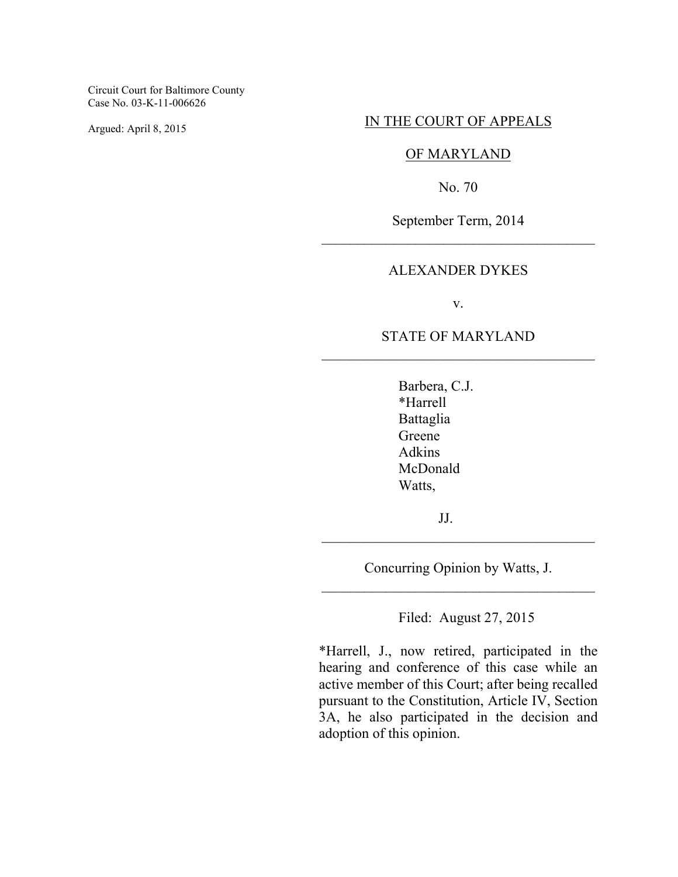Circuit Court for Baltimore County
Case No. 03-K-11-006626

Argued: April 8, 2015

IN THE COURT OF APPEALS

OF MARYLAND

No. 70

September Term, 2014

---

ALEXANDER DYKES

v.

STATE OF MARYLAND

---

Barbera, C.J.
*Harrell
Battaglia
Greene
Adkins
McDonald
Watts,

JJ.

---

Concurring Opinion by Watts, J.

---

Filed: August 27, 2015

*Harrell, J., now retired, participated in the hearing and conference of this case while an active member of this Court; after being recalled pursuant to the Constitution, Article IV, Section 3A, he also participated in the decision and adoption of this opinion.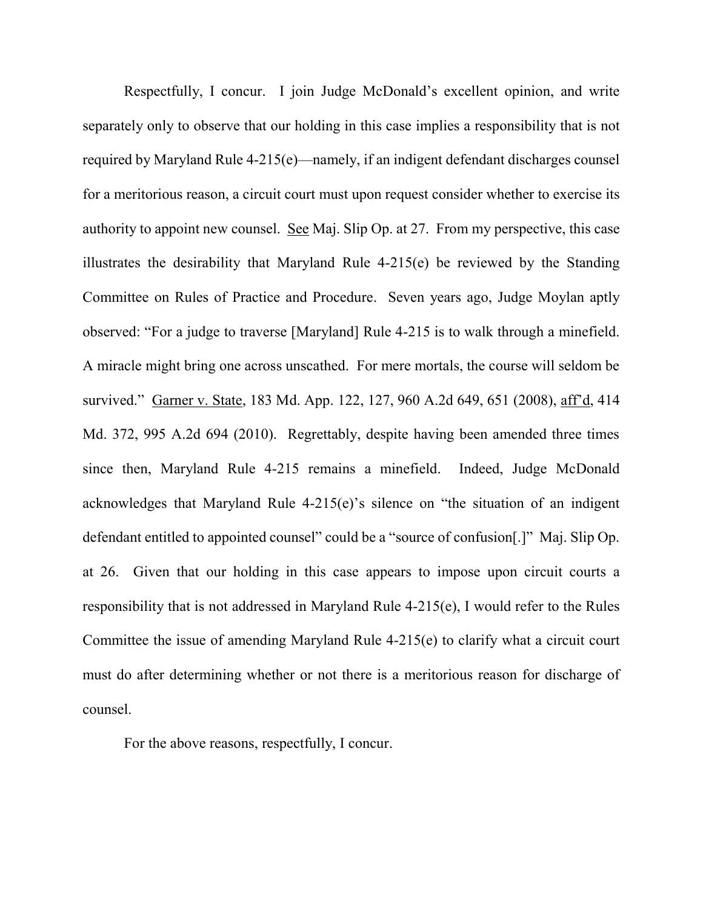Respectfully, I concur. I join Judge McDonald's excellent opinion, and write separately only to observe that our holding in this case implies a responsibility that is not required by Maryland Rule 4-215(e)—namely, if an indigent defendant discharges counsel for a meritorious reason, a circuit court must upon request consider whether to exercise its authority to appoint new counsel. See Maj. Slip Op. at 27. From my perspective, this case illustrates the desirability that Maryland Rule 4-215(e) be reviewed by the Standing Committee on Rules of Practice and Procedure. Seven years ago, Judge Moylan aptly observed: "For a judge to traverse [Maryland] Rule 4-215 is to walk through a minefield. A miracle might bring one across unscathed. For mere mortals, the course will seldom be survived." Garner v. State, 183 Md. App. 122, 127, 960 A.2d 649, 651 (2008), aff'd, 414 Md. 372, 995 A.2d 694 (2010). Regrettably, despite having been amended three times since then, Maryland Rule 4-215 remains a minefield. Indeed, Judge McDonald acknowledges that Maryland Rule 4-215(e)'s silence on "the situation of an indigent defendant entitled to appointed counsel" could be a "source of confusion[.]" Maj. Slip Op. at 26. Given that our holding in this case appears to impose upon circuit courts a responsibility that is not addressed in Maryland Rule 4-215(e), I would refer to the Rules Committee the issue of amending Maryland Rule 4-215(e) to clarify what a circuit court must do after determining whether or not there is a meritorious reason for discharge of counsel.

For the above reasons, respectfully, I concur.